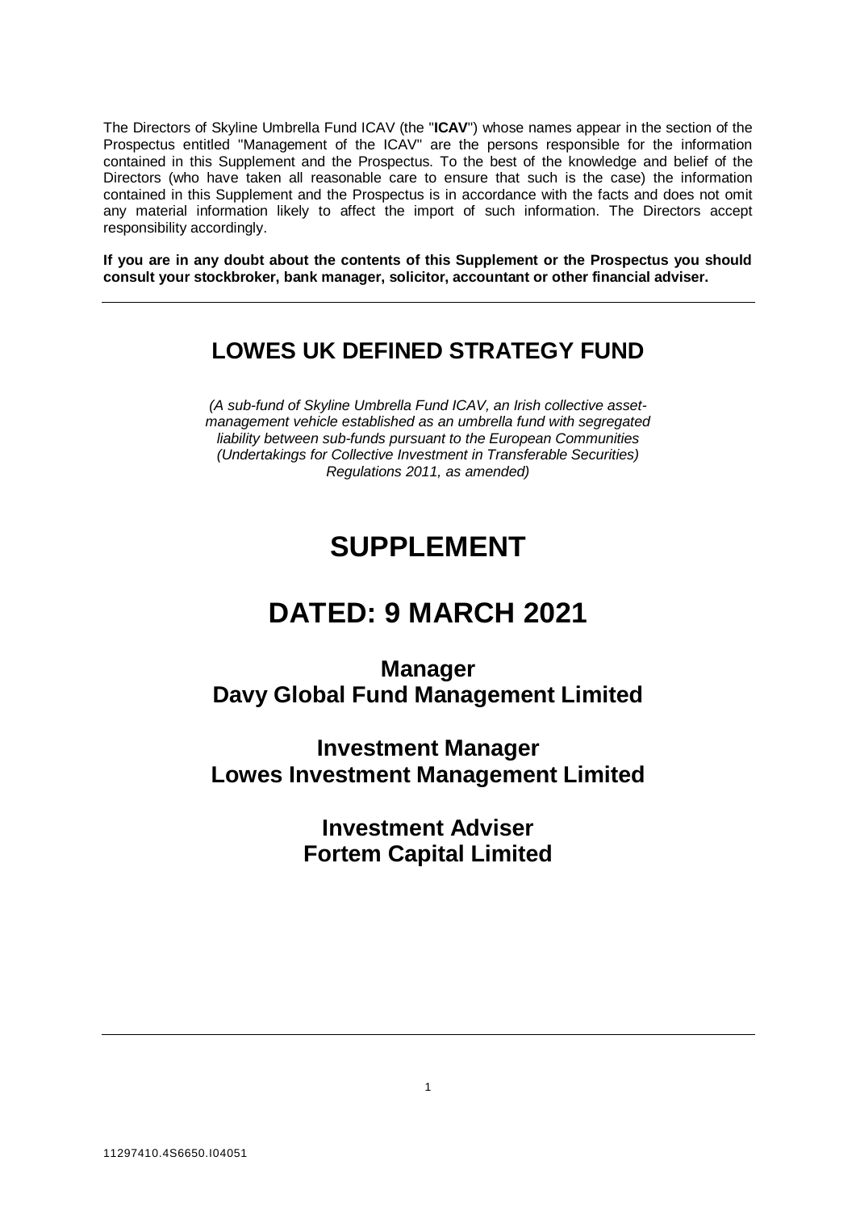The Directors of Skyline Umbrella Fund ICAV (the "**ICAV**") whose names appear in the section of the Prospectus entitled "Management of the ICAV" are the persons responsible for the information contained in this Supplement and the Prospectus. To the best of the knowledge and belief of the Directors (who have taken all reasonable care to ensure that such is the case) the information contained in this Supplement and the Prospectus is in accordance with the facts and does not omit any material information likely to affect the import of such information. The Directors accept responsibility accordingly.

**If you are in any doubt about the contents of this Supplement or the Prospectus you should consult your stockbroker, bank manager, solicitor, accountant or other financial adviser.**

---

## LOWES UK DEFINED STRATEGY FUND

*(A sub-fund of Skyline Umbrella Fund ICAV, an Irish collective asset-management vehicle established as an umbrella fund with segregated liability between sub-funds pursuant to the European Communities (Undertakings for Collective Investment in Transferable Securities) Regulations 2011, as amended)*

# SUPPLEMENT

# DATED: 9 MARCH 2021

### Manager
### Davy Global Fund Management Limited

### Investment Manager
### Lowes Investment Management Limited

### Investment Adviser
### Fortem Capital Limited

---

11297410.4S6650.I04051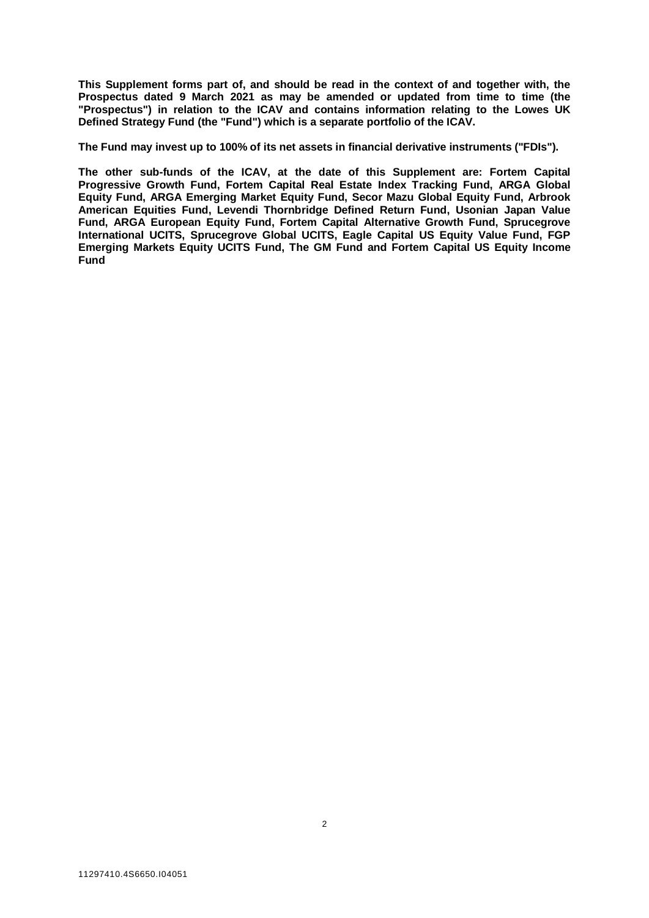**This Supplement forms part of, and should be read in the context of and together with, the Prospectus dated 9 March 2021 as may be amended or updated from time to time (the "Prospectus") in relation to the ICAV and contains information relating to the Lowes UK Defined Strategy Fund (the "Fund") which is a separate portfolio of the ICAV.**

**The Fund may invest up to 100% of its net assets in financial derivative instruments ("FDIs").**

**The other sub-funds of the ICAV, at the date of this Supplement are: Fortem Capital Progressive Growth Fund, Fortem Capital Real Estate Index Tracking Fund, ARGA Global Equity Fund, ARGA Emerging Market Equity Fund, Secor Mazu Global Equity Fund, Arbrook American Equities Fund, Levendi Thornbridge Defined Return Fund, Usonian Japan Value Fund, ARGA European Equity Fund, Fortem Capital Alternative Growth Fund, Sprucegrove International UCITS, Sprucegrove Global UCITS, Eagle Capital US Equity Value Fund, FGP Emerging Markets Equity UCITS Fund, The GM Fund and Fortem Capital US Equity Income Fund**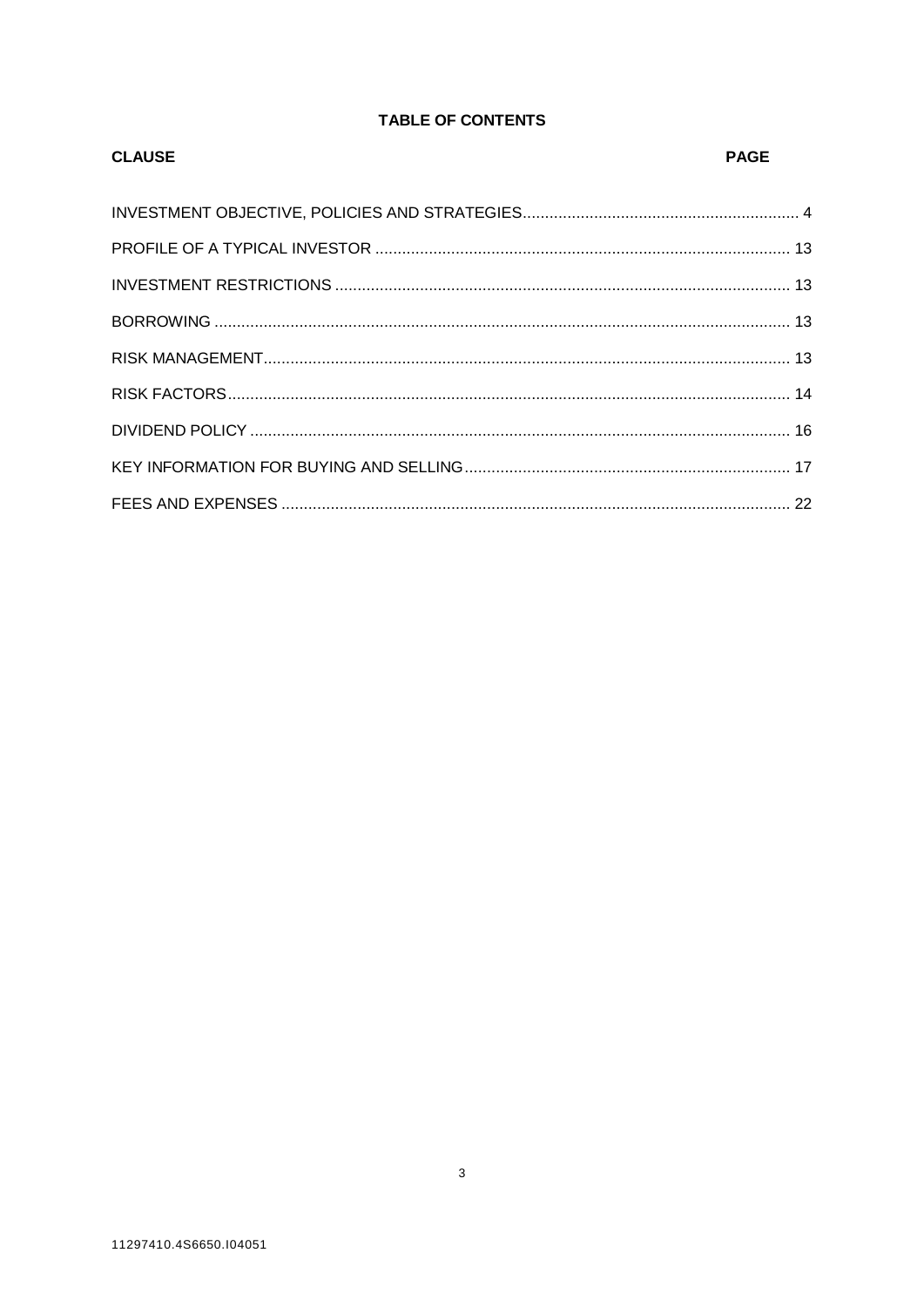## TABLE OF CONTENTS

| CLAUSE | PAGE |
| --- | --- |
| INVESTMENT OBJECTIVE, POLICIES AND STRATEGIES | 4 |
| PROFILE OF A TYPICAL INVESTOR | 13 |
| INVESTMENT RESTRICTIONS | 13 |
| BORROWING | 13 |
| RISK MANAGEMENT | 13 |
| RISK FACTORS | 14 |
| DIVIDEND POLICY | 16 |
| KEY INFORMATION FOR BUYING AND SELLING | 17 |
| FEES AND EXPENSES | 22 |

11297410.4S6650.I04051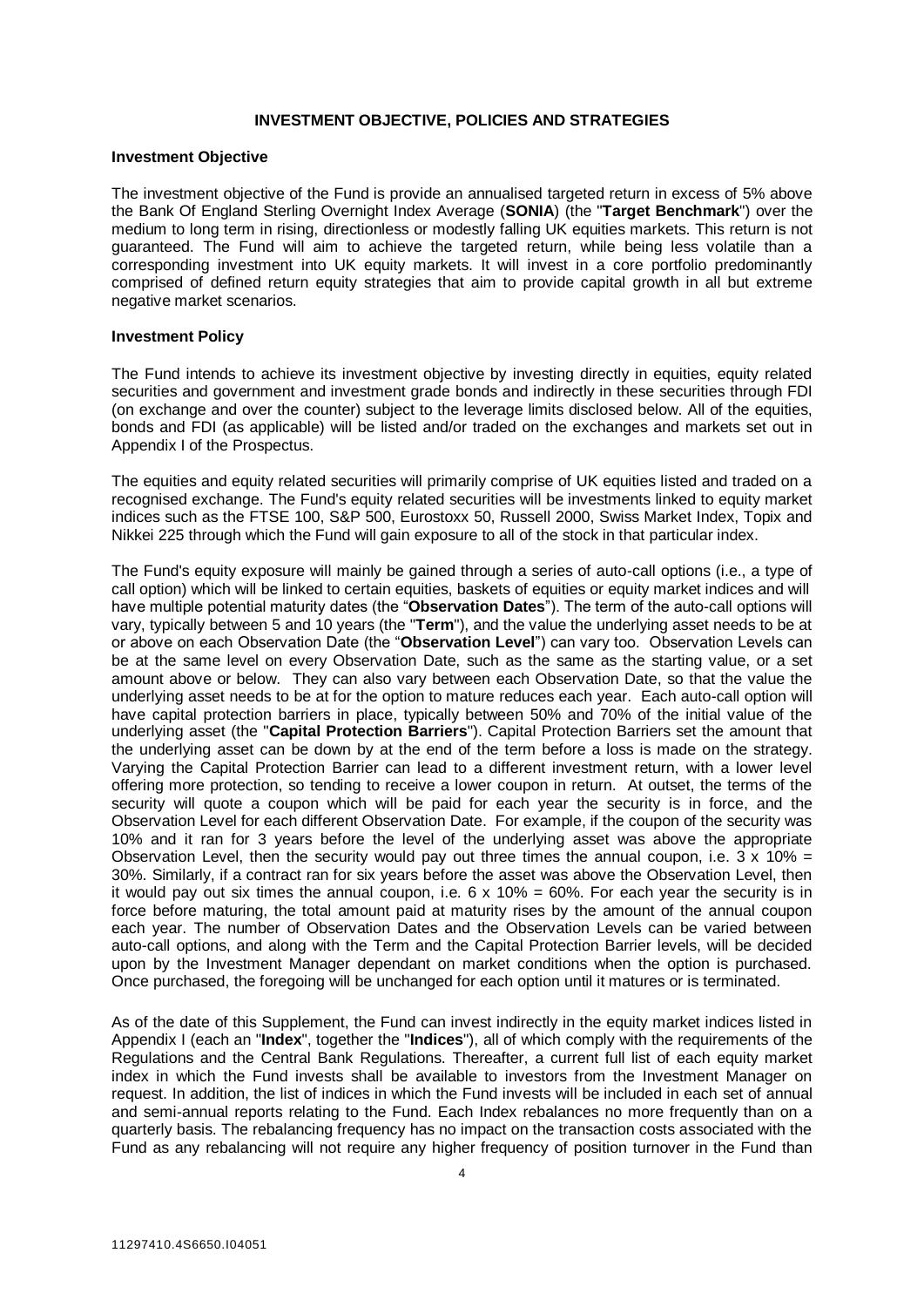## INVESTMENT OBJECTIVE, POLICIES AND STRATEGIES

### Investment Objective

The investment objective of the Fund is provide an annualised targeted return in excess of 5% above the Bank Of England Sterling Overnight Index Average (**SONIA**) (the "**Target Benchmark**") over the medium to long term in rising, directionless or modestly falling UK equities markets. This return is not guaranteed. The Fund will aim to achieve the targeted return, while being less volatile than a corresponding investment into UK equity markets. It will invest in a core portfolio predominantly comprised of defined return equity strategies that aim to provide capital growth in all but extreme negative market scenarios.

### Investment Policy

The Fund intends to achieve its investment objective by investing directly in equities, equity related securities and government and investment grade bonds and indirectly in these securities through FDI (on exchange and over the counter) subject to the leverage limits disclosed below. All of the equities, bonds and FDI (as applicable) will be listed and/or traded on the exchanges and markets set out in Appendix I of the Prospectus.

The equities and equity related securities will primarily comprise of UK equities listed and traded on a recognised exchange. The Fund's equity related securities will be investments linked to equity market indices such as the FTSE 100, S&P 500, Eurostoxx 50, Russell 2000, Swiss Market Index, Topix and Nikkei 225 through which the Fund will gain exposure to all of the stock in that particular index.

The Fund's equity exposure will mainly be gained through a series of auto-call options (i.e., a type of call option) which will be linked to certain equities, baskets of equities or equity market indices and will have multiple potential maturity dates (the "**Observation Dates**"). The term of the auto-call options will vary, typically between 5 and 10 years (the "**Term**"), and the value the underlying asset needs to be at or above on each Observation Date (the "**Observation Level**") can vary too. Observation Levels can be at the same level on every Observation Date, such as the same as the starting value, or a set amount above or below. They can also vary between each Observation Date, so that the value the underlying asset needs to be at for the option to mature reduces each year. Each auto-call option will have capital protection barriers in place, typically between 50% and 70% of the initial value of the underlying asset (the "**Capital Protection Barriers**"). Capital Protection Barriers set the amount that the underlying asset can be down by at the end of the term before a loss is made on the strategy. Varying the Capital Protection Barrier can lead to a different investment return, with a lower level offering more protection, so tending to receive a lower coupon in return. At outset, the terms of the security will quote a coupon which will be paid for each year the security is in force, and the Observation Level for each different Observation Date. For example, if the coupon of the security was 10% and it ran for 3 years before the level of the underlying asset was above the appropriate Observation Level, then the security would pay out three times the annual coupon, i.e. 3 x 10% = 30%. Similarly, if a contract ran for six years before the asset was above the Observation Level, then it would pay out six times the annual coupon, i.e. 6 x 10% = 60%. For each year the security is in force before maturing, the total amount paid at maturity rises by the amount of the annual coupon each year. The number of Observation Dates and the Observation Levels can be varied between auto-call options, and along with the Term and the Capital Protection Barrier levels, will be decided upon by the Investment Manager dependant on market conditions when the option is purchased. Once purchased, the foregoing will be unchanged for each option until it matures or is terminated.

As of the date of this Supplement, the Fund can invest indirectly in the equity market indices listed in Appendix I (each an "**Index**", together the "**Indices**"), all of which comply with the requirements of the Regulations and the Central Bank Regulations. Thereafter, a current full list of each equity market index in which the Fund invests shall be available to investors from the Investment Manager on request. In addition, the list of indices in which the Fund invests will be included in each set of annual and semi-annual reports relating to the Fund. Each Index rebalances no more frequently than on a quarterly basis. The rebalancing frequency has no impact on the transaction costs associated with the Fund as any rebalancing will not require any higher frequency of position turnover in the Fund than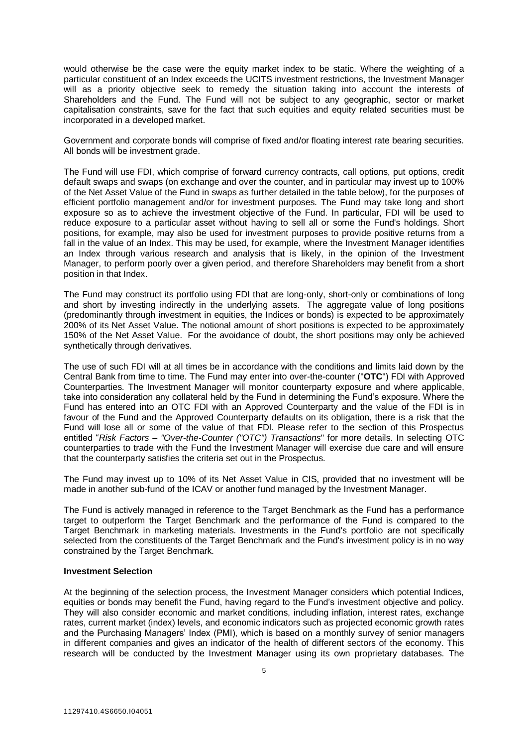would otherwise be the case were the equity market index to be static. Where the weighting of a particular constituent of an Index exceeds the UCITS investment restrictions, the Investment Manager will as a priority objective seek to remedy the situation taking into account the interests of Shareholders and the Fund. The Fund will not be subject to any geographic, sector or market capitalisation constraints, save for the fact that such equities and equity related securities must be incorporated in a developed market.

Government and corporate bonds will comprise of fixed and/or floating interest rate bearing securities. All bonds will be investment grade.

The Fund will use FDI, which comprise of forward currency contracts, call options, put options, credit default swaps and swaps (on exchange and over the counter, and in particular may invest up to 100% of the Net Asset Value of the Fund in swaps as further detailed in the table below), for the purposes of efficient portfolio management and/or for investment purposes. The Fund may take long and short exposure so as to achieve the investment objective of the Fund. In particular, FDI will be used to reduce exposure to a particular asset without having to sell all or some the Fund's holdings. Short positions, for example, may also be used for investment purposes to provide positive returns from a fall in the value of an Index. This may be used, for example, where the Investment Manager identifies an Index through various research and analysis that is likely, in the opinion of the Investment Manager, to perform poorly over a given period, and therefore Shareholders may benefit from a short position in that Index.

The Fund may construct its portfolio using FDI that are long-only, short-only or combinations of long and short by investing indirectly in the underlying assets. The aggregate value of long positions (predominantly through investment in equities, the Indices or bonds) is expected to be approximately 200% of its Net Asset Value. The notional amount of short positions is expected to be approximately 150% of the Net Asset Value. For the avoidance of doubt, the short positions may only be achieved synthetically through derivatives.

The use of such FDI will at all times be in accordance with the conditions and limits laid down by the Central Bank from time to time. The Fund may enter into over-the-counter ("**OTC**") FDI with Approved Counterparties. The Investment Manager will monitor counterparty exposure and where applicable, take into consideration any collateral held by the Fund in determining the Fund's exposure. Where the Fund has entered into an OTC FDI with an Approved Counterparty and the value of the FDI is in favour of the Fund and the Approved Counterparty defaults on its obligation, there is a risk that the Fund will lose all or some of the value of that FDI. Please refer to the section of this Prospectus entitled "*Risk Factors – "Over-the-Counter ("OTC") Transactions*" for more details. In selecting OTC counterparties to trade with the Fund the Investment Manager will exercise due care and will ensure that the counterparty satisfies the criteria set out in the Prospectus.

The Fund may invest up to 10% of its Net Asset Value in CIS, provided that no investment will be made in another sub-fund of the ICAV or another fund managed by the Investment Manager.

The Fund is actively managed in reference to the Target Benchmark as the Fund has a performance target to outperform the Target Benchmark and the performance of the Fund is compared to the Target Benchmark in marketing materials. Investments in the Fund's portfolio are not specifically selected from the constituents of the Target Benchmark and the Fund's investment policy is in no way constrained by the Target Benchmark.

**Investment Selection**

At the beginning of the selection process, the Investment Manager considers which potential Indices, equities or bonds may benefit the Fund, having regard to the Fund's investment objective and policy. They will also consider economic and market conditions, including inflation, interest rates, exchange rates, current market (index) levels, and economic indicators such as projected economic growth rates and the Purchasing Managers' Index (PMI), which is based on a monthly survey of senior managers in different companies and gives an indicator of the health of different sectors of the economy. This research will be conducted by the Investment Manager using its own proprietary databases. The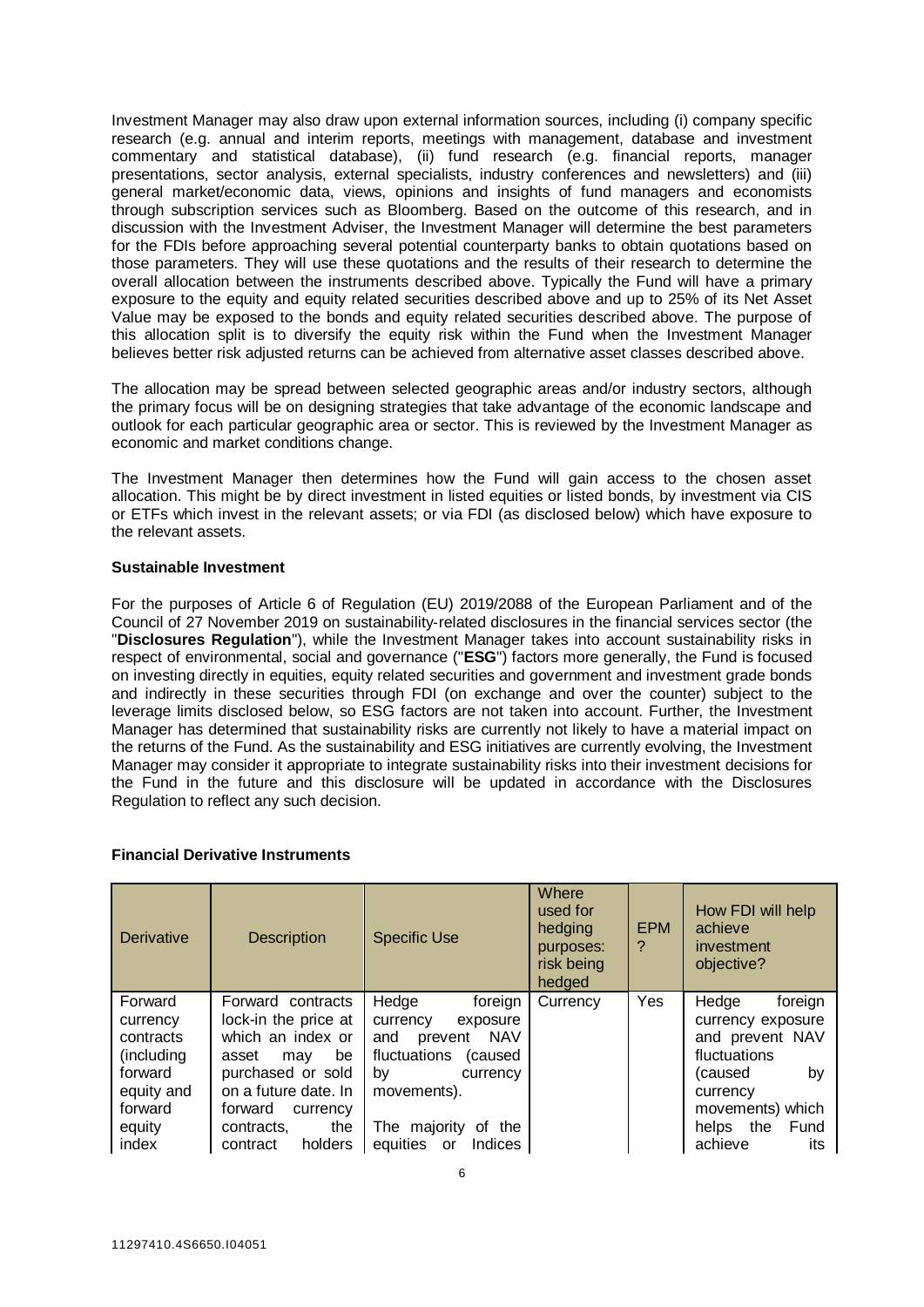Investment Manager may also draw upon external information sources, including (i) company specific research (e.g. annual and interim reports, meetings with management, database and investment commentary and statistical database), (ii) fund research (e.g. financial reports, manager presentations, sector analysis, external specialists, industry conferences and newsletters) and (iii) general market/economic data, views, opinions and insights of fund managers and economists through subscription services such as Bloomberg. Based on the outcome of this research, and in discussion with the Investment Adviser, the Investment Manager will determine the best parameters for the FDIs before approaching several potential counterparty banks to obtain quotations based on those parameters. They will use these quotations and the results of their research to determine the overall allocation between the instruments described above. Typically the Fund will have a primary exposure to the equity and equity related securities described above and up to 25% of its Net Asset Value may be exposed to the bonds and equity related securities described above. The purpose of this allocation split is to diversify the equity risk within the Fund when the Investment Manager believes better risk adjusted returns can be achieved from alternative asset classes described above.

The allocation may be spread between selected geographic areas and/or industry sectors, although the primary focus will be on designing strategies that take advantage of the economic landscape and outlook for each particular geographic area or sector. This is reviewed by the Investment Manager as economic and market conditions change.

The Investment Manager then determines how the Fund will gain access to the chosen asset allocation. This might be by direct investment in listed equities or listed bonds, by investment via CIS or ETFs which invest in the relevant assets; or via FDI (as disclosed below) which have exposure to the relevant assets.

**Sustainable Investment**

For the purposes of Article 6 of Regulation (EU) 2019/2088 of the European Parliament and of the Council of 27 November 2019 on sustainability-related disclosures in the financial services sector (the "**Disclosures Regulation**"), while the Investment Manager takes into account sustainability risks in respect of environmental, social and governance ("**ESG**") factors more generally, the Fund is focused on investing directly in equities, equity related securities and government and investment grade bonds and indirectly in these securities through FDI (on exchange and over the counter) subject to the leverage limits disclosed below, so ESG factors are not taken into account. Further, the Investment Manager has determined that sustainability risks are currently not likely to have a material impact on the returns of the Fund. As the sustainability and ESG initiatives are currently evolving, the Investment Manager may consider it appropriate to integrate sustainability risks into their investment decisions for the Fund in the future and this disclosure will be updated in accordance with the Disclosures Regulation to reflect any such decision.

**Financial Derivative Instruments**

| Derivative | Description | Specific Use | Where used for hedging purposes: risk being hedged | EPM ? | How FDI will help achieve investment objective? |
|---|---|---|---|---|---|
| Forward currency contracts (including forward equity and forward equity index | Forward contracts lock-in the price at which an index or asset may be purchased or sold on a future date. In forward currency contracts, the contract holders | Hedge foreign currency exposure and prevent NAV fluctuations (caused by currency movements).<br><br>The majority of the equities or Indices | Currency | Yes | Hedge foreign currency exposure and prevent NAV fluctuations (caused by currency movements) which helps the Fund achieve its |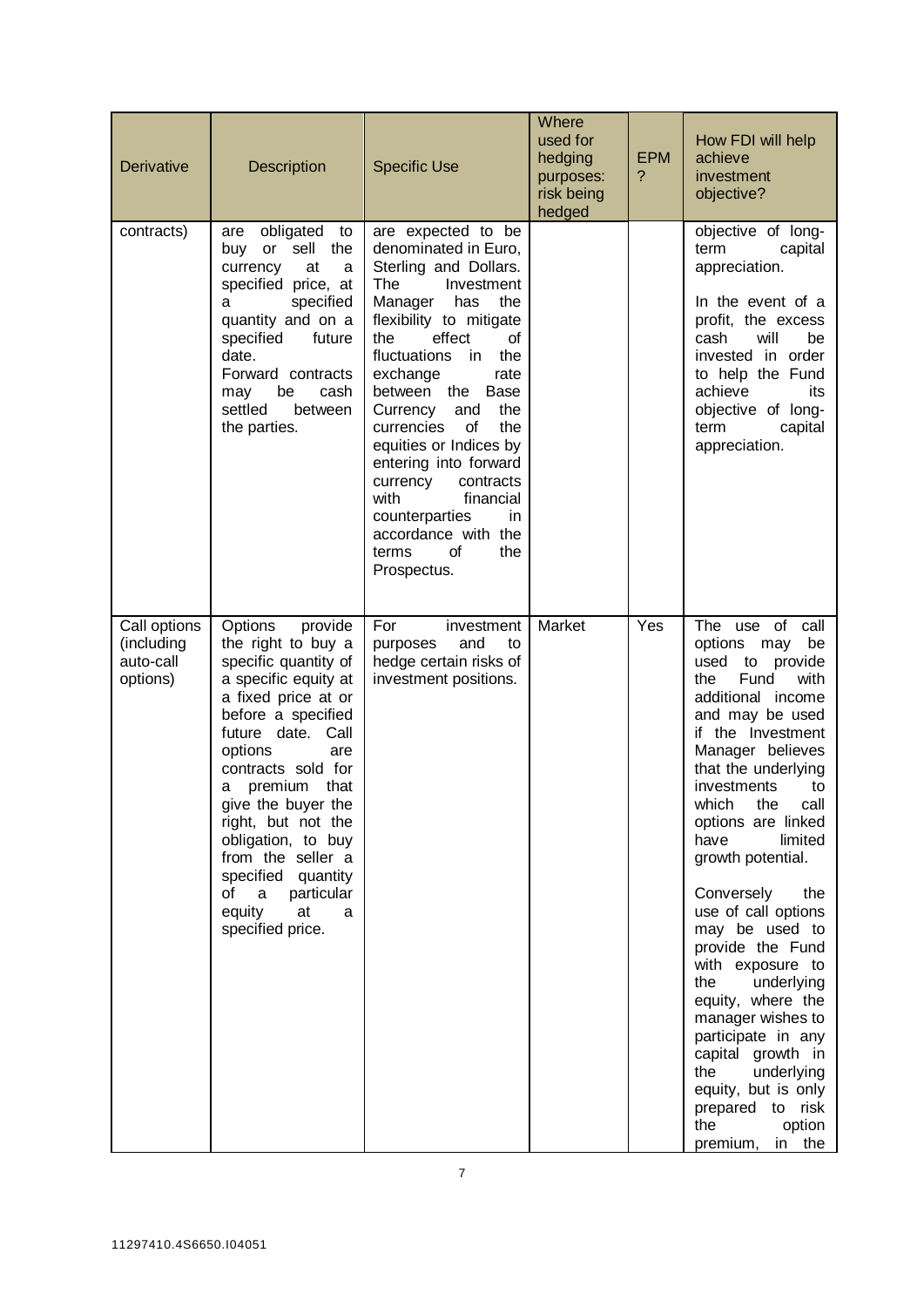| Derivative | Description | Specific Use | Where used for hedging purposes: risk being hedged | EPM ? | How FDI will help achieve investment objective? |
|---|---|---|---|---|---|
| contracts) | are obligated to buy or sell the currency at a specified price, at a specified quantity and on a specified future date. Forward contracts may be cash settled between the parties. | are expected to be denominated in Euro, Sterling and Dollars. The Investment Manager has the flexibility to mitigate the effect of fluctuations in the exchange rate between the Base Currency and the currencies of the equities or Indices by entering into forward currency contracts with financial counterparties in accordance with the terms of the Prospectus. | | | objective of long-term capital appreciation.<br><br>In the event of a profit, the excess cash will be invested in order to help the Fund achieve its objective of long-term capital appreciation. |
| Call options (including auto-call options) | Options provide the right to buy a specific quantity of a specific equity at a fixed price at or before a specified future date. Call options are contracts sold for a premium that give the buyer the right, but not the obligation, to buy from the seller a specified quantity of a particular equity at a specified price. | For investment purposes and to hedge certain risks of investment positions. | Market | Yes | The use of call options may be used to provide the Fund with additional income and may be used if the Investment Manager believes that the underlying investments to which the call options are linked have limited growth potential.<br><br>Conversely the use of call options may be used to provide the Fund with exposure to the underlying equity, where the manager wishes to participate in any capital growth in the underlying equity, but is only prepared to risk the option premium, in the |

11297410.4S6650.I04051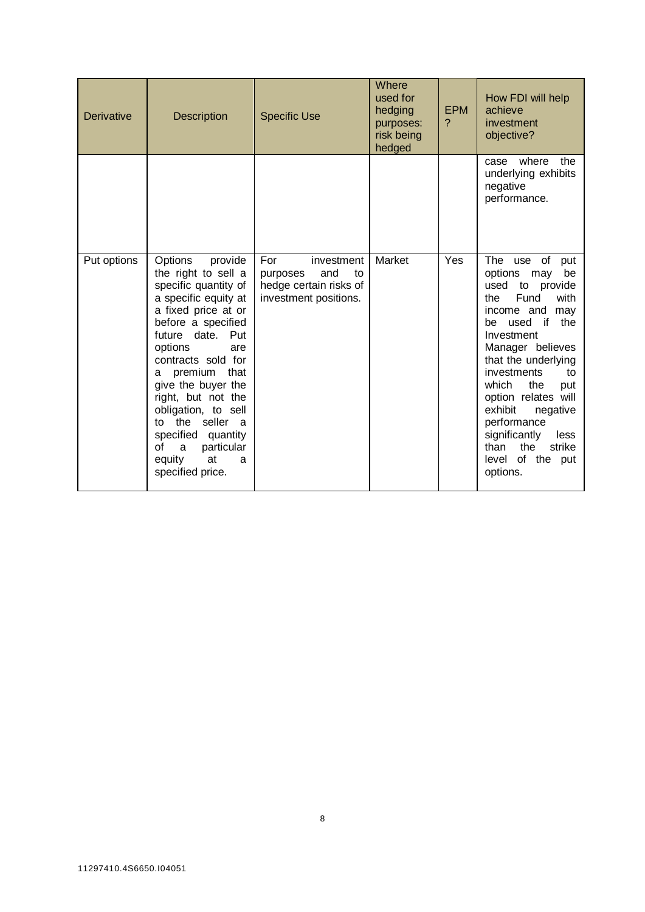| Derivative | Description | Specific Use | Where used for hedging purposes: risk being hedged | EPM ? | How FDI will help achieve investment objective? |
|---|---|---|---|---|---|
| | | | | | case where the underlying exhibits negative performance. |
| Put options | Options provide the right to sell a specific quantity of a specific equity at a fixed price at or before a specified future date. Put options are contracts sold for a premium that give the buyer the right, but not the obligation, to sell to the seller a specified quantity of a particular equity at a specified price. | For investment purposes and to hedge certain risks of investment positions. | Market | Yes | The use of put options may be used to provide the Fund with income and may be used if the Investment Manager believes that the underlying investments to which the put option relates will exhibit negative performance significantly less than the strike level of the put options. |

11297410.4S6650.I04051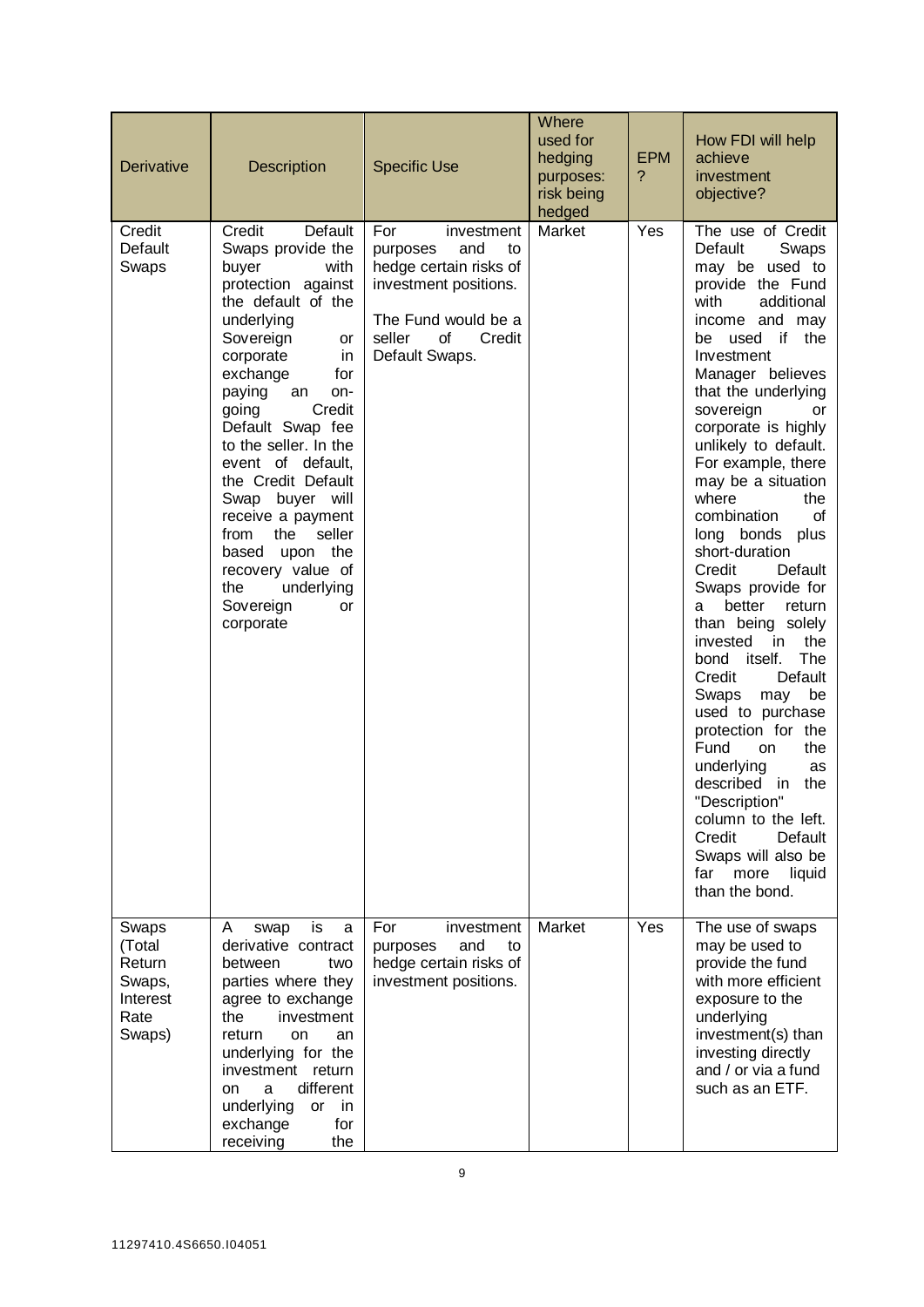| Derivative | Description | Specific Use | Where used for hedging purposes: risk being hedged | EPM ? | How FDI will help achieve investment objective? |
|---|---|---|---|---|---|
| Credit Default Swaps | Credit Default Swaps provide the buyer with protection against the default of the underlying Sovereign or corporate in exchange for paying an on-going Credit Default Swap fee to the seller. In the event of default, the Credit Default Swap buyer will receive a payment from the seller based upon the recovery value of the underlying Sovereign or corporate | For investment purposes and to hedge certain risks of investment positions.<br><br>The Fund would be a seller of Credit Default Swaps. | Market | Yes | The use of Credit Default Swaps may be used to provide the Fund with additional income and may be used if the Investment Manager believes that the underlying sovereign or corporate is highly unlikely to default. For example, there may be a situation where the combination of long bonds plus short-duration Credit Default Swaps provide for a better return than being solely invested in the bond itself. The Credit Default Swaps may be used to purchase protection for the Fund on the underlying as described in the "Description" column to the left. Credit Default Swaps will also be far more liquid than the bond. |
| Swaps (Total Return Swaps, Interest Rate Swaps) | A swap is a derivative contract between two parties where they agree to exchange the investment return on an underlying for the investment return on a different underlying or in exchange for receiving the | For investment purposes and to hedge certain risks of investment positions. | Market | Yes | The use of swaps may be used to provide the fund with more efficient exposure to the underlying investment(s) than investing directly and / or via a fund such as an ETF. |

11297410.4S6650.I04051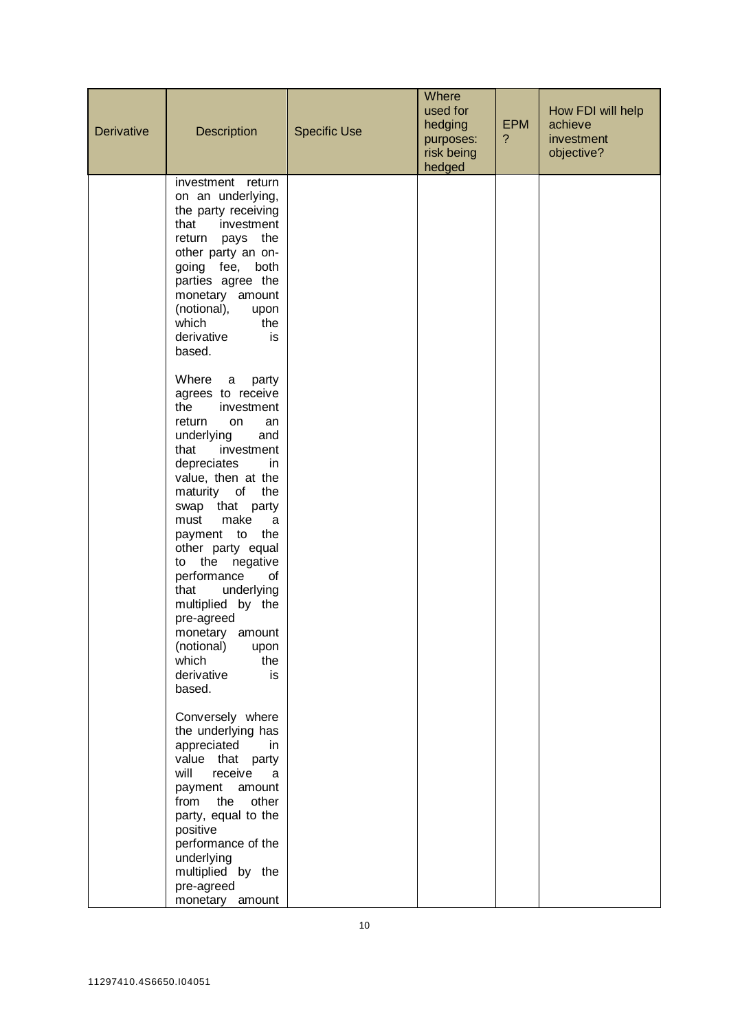| Derivative | Description | Specific Use | Where used for hedging purposes: risk being hedged | EPM ? | How FDI will help achieve investment objective? |
|---|---|---|---|---|---|
| | investment return on an underlying, the party receiving that investment return pays the other party an on-going fee, both parties agree the monetary amount (notional), upon which the derivative is based.<br><br>Where a party agrees to receive the investment return on an underlying and that investment depreciates in value, then at the maturity of the swap that party must make a payment to the other party equal to the negative performance of that underlying multiplied by the pre-agreed monetary amount (notional) upon which the derivative is based.<br><br>Conversely where the underlying has appreciated in value that party will receive a payment amount from the other party, equal to the positive performance of the underlying multiplied by the pre-agreed monetary amount | | | | |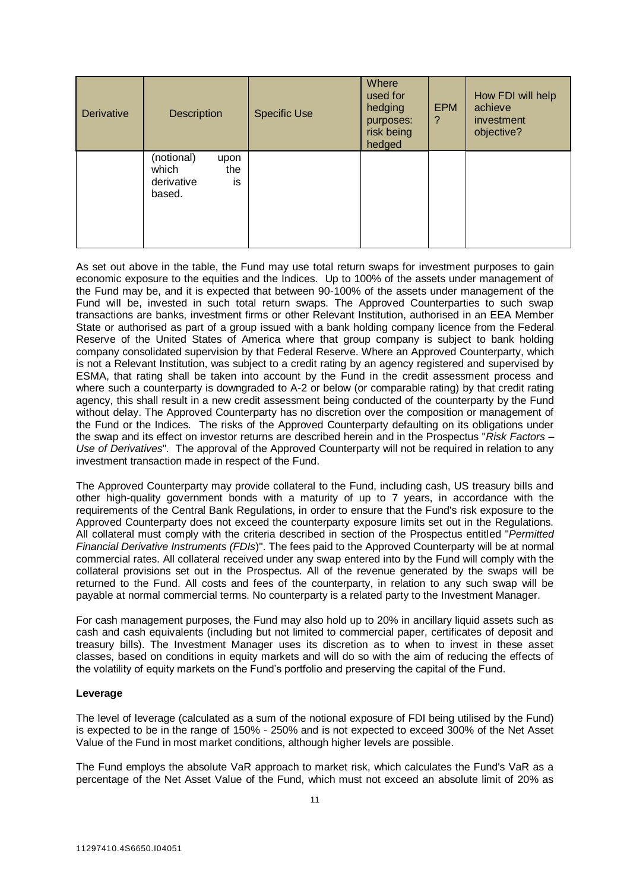| Derivative | Description | Specific Use | Where used for hedging purposes: risk being hedged | EPM? | How FDI will help achieve investment objective? |
|---|---|---|---|---|---|
| | (notional) upon which the derivative is based. | | | | |

As set out above in the table, the Fund may use total return swaps for investment purposes to gain economic exposure to the equities and the Indices. Up to 100% of the assets under management of the Fund may be, and it is expected that between 90-100% of the assets under management of the Fund will be, invested in such total return swaps. The Approved Counterparties to such swap transactions are banks, investment firms or other Relevant Institution, authorised in an EEA Member State or authorised as part of a group issued with a bank holding company licence from the Federal Reserve of the United States of America where that group company is subject to bank holding company consolidated supervision by that Federal Reserve. Where an Approved Counterparty, which is not a Relevant Institution, was subject to a credit rating by an agency registered and supervised by ESMA, that rating shall be taken into account by the Fund in the credit assessment process and where such a counterparty is downgraded to A-2 or below (or comparable rating) by that credit rating agency, this shall result in a new credit assessment being conducted of the counterparty by the Fund without delay. The Approved Counterparty has no discretion over the composition or management of the Fund or the Indices. The risks of the Approved Counterparty defaulting on its obligations under the swap and its effect on investor returns are described herein and in the Prospectus "*Risk Factors – Use of Derivatives*". The approval of the Approved Counterparty will not be required in relation to any investment transaction made in respect of the Fund.

The Approved Counterparty may provide collateral to the Fund, including cash, US treasury bills and other high-quality government bonds with a maturity of up to 7 years, in accordance with the requirements of the Central Bank Regulations, in order to ensure that the Fund's risk exposure to the Approved Counterparty does not exceed the counterparty exposure limits set out in the Regulations. All collateral must comply with the criteria described in section of the Prospectus entitled "*Permitted Financial Derivative Instruments (FDIs)*". The fees paid to the Approved Counterparty will be at normal commercial rates. All collateral received under any swap entered into by the Fund will comply with the collateral provisions set out in the Prospectus. All of the revenue generated by the swaps will be returned to the Fund. All costs and fees of the counterparty, in relation to any such swap will be payable at normal commercial terms. No counterparty is a related party to the Investment Manager.

For cash management purposes, the Fund may also hold up to 20% in ancillary liquid assets such as cash and cash equivalents (including but not limited to commercial paper, certificates of deposit and treasury bills). The Investment Manager uses its discretion as to when to invest in these asset classes, based on conditions in equity markets and will do so with the aim of reducing the effects of the volatility of equity markets on the Fund's portfolio and preserving the capital of the Fund.

**Leverage**

The level of leverage (calculated as a sum of the notional exposure of FDI being utilised by the Fund) is expected to be in the range of 150% - 250% and is not expected to exceed 300% of the Net Asset Value of the Fund in most market conditions, although higher levels are possible.

The Fund employs the absolute VaR approach to market risk, which calculates the Fund's VaR as a percentage of the Net Asset Value of the Fund, which must not exceed an absolute limit of 20% as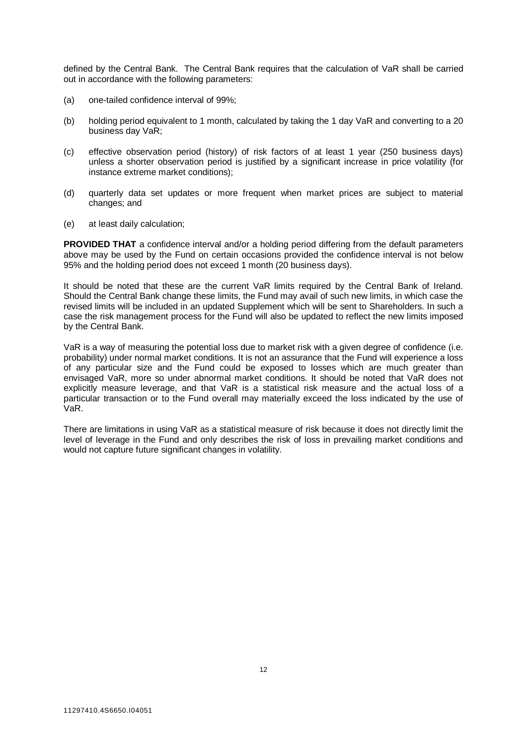defined by the Central Bank. The Central Bank requires that the calculation of VaR shall be carried out in accordance with the following parameters:

(a) one-tailed confidence interval of 99%;

(b) holding period equivalent to 1 month, calculated by taking the 1 day VaR and converting to a 20 business day VaR;

(c) effective observation period (history) of risk factors of at least 1 year (250 business days) unless a shorter observation period is justified by a significant increase in price volatility (for instance extreme market conditions);

(d) quarterly data set updates or more frequent when market prices are subject to material changes; and

(e) at least daily calculation;

**PROVIDED THAT** a confidence interval and/or a holding period differing from the default parameters above may be used by the Fund on certain occasions provided the confidence interval is not below 95% and the holding period does not exceed 1 month (20 business days).

It should be noted that these are the current VaR limits required by the Central Bank of Ireland. Should the Central Bank change these limits, the Fund may avail of such new limits, in which case the revised limits will be included in an updated Supplement which will be sent to Shareholders. In such a case the risk management process for the Fund will also be updated to reflect the new limits imposed by the Central Bank.

VaR is a way of measuring the potential loss due to market risk with a given degree of confidence (i.e. probability) under normal market conditions. It is not an assurance that the Fund will experience a loss of any particular size and the Fund could be exposed to losses which are much greater than envisaged VaR, more so under abnormal market conditions. It should be noted that VaR does not explicitly measure leverage, and that VaR is a statistical risk measure and the actual loss of a particular transaction or to the Fund overall may materially exceed the loss indicated by the use of VaR.

There are limitations in using VaR as a statistical measure of risk because it does not directly limit the level of leverage in the Fund and only describes the risk of loss in prevailing market conditions and would not capture future significant changes in volatility.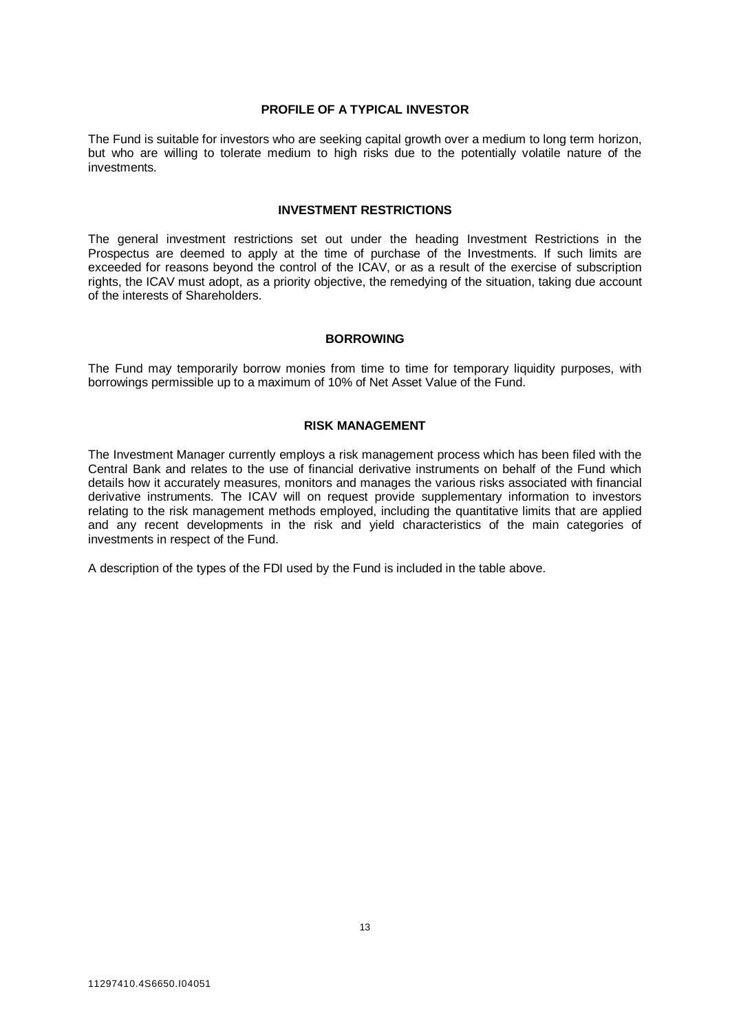## PROFILE OF A TYPICAL INVESTOR

The Fund is suitable for investors who are seeking capital growth over a medium to long term horizon, but who are willing to tolerate medium to high risks due to the potentially volatile nature of the investments.

## INVESTMENT RESTRICTIONS

The general investment restrictions set out under the heading Investment Restrictions in the Prospectus are deemed to apply at the time of purchase of the Investments. If such limits are exceeded for reasons beyond the control of the ICAV, or as a result of the exercise of subscription rights, the ICAV must adopt, as a priority objective, the remedying of the situation, taking due account of the interests of Shareholders.

## BORROWING

The Fund may temporarily borrow monies from time to time for temporary liquidity purposes, with borrowings permissible up to a maximum of 10% of Net Asset Value of the Fund.

## RISK MANAGEMENT

The Investment Manager currently employs a risk management process which has been filed with the Central Bank and relates to the use of financial derivative instruments on behalf of the Fund which details how it accurately measures, monitors and manages the various risks associated with financial derivative instruments. The ICAV will on request provide supplementary information to investors relating to the risk management methods employed, including the quantitative limits that are applied and any recent developments in the risk and yield characteristics of the main categories of investments in respect of the Fund.

A description of the types of the FDI used by the Fund is included in the table above.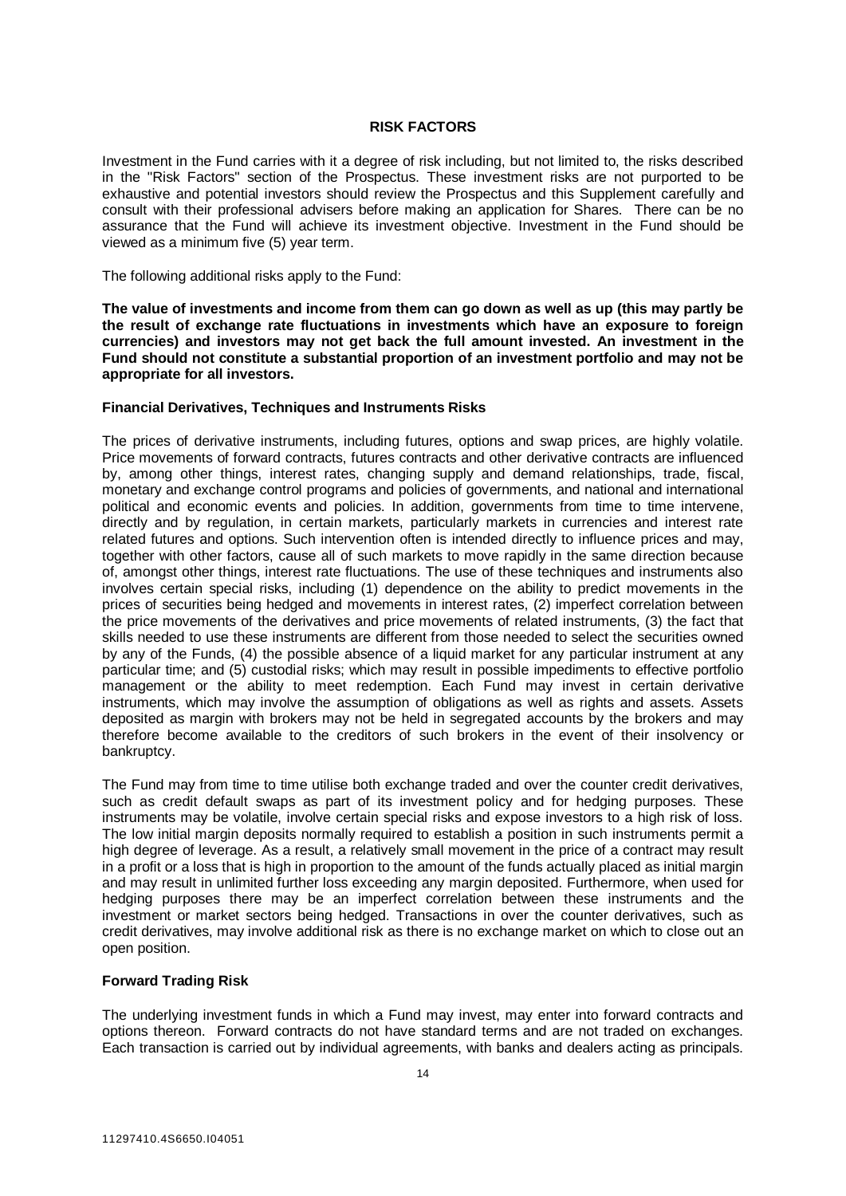## RISK FACTORS

Investment in the Fund carries with it a degree of risk including, but not limited to, the risks described in the "Risk Factors" section of the Prospectus. These investment risks are not purported to be exhaustive and potential investors should review the Prospectus and this Supplement carefully and consult with their professional advisers before making an application for Shares. There can be no assurance that the Fund will achieve its investment objective. Investment in the Fund should be viewed as a minimum five (5) year term.

The following additional risks apply to the Fund:

**The value of investments and income from them can go down as well as up (this may partly be the result of exchange rate fluctuations in investments which have an exposure to foreign currencies) and investors may not get back the full amount invested. An investment in the Fund should not constitute a substantial proportion of an investment portfolio and may not be appropriate for all investors.**

### Financial Derivatives, Techniques and Instruments Risks

The prices of derivative instruments, including futures, options and swap prices, are highly volatile. Price movements of forward contracts, futures contracts and other derivative contracts are influenced by, among other things, interest rates, changing supply and demand relationships, trade, fiscal, monetary and exchange control programs and policies of governments, and national and international political and economic events and policies. In addition, governments from time to time intervene, directly and by regulation, in certain markets, particularly markets in currencies and interest rate related futures and options. Such intervention often is intended directly to influence prices and may, together with other factors, cause all of such markets to move rapidly in the same direction because of, amongst other things, interest rate fluctuations. The use of these techniques and instruments also involves certain special risks, including (1) dependence on the ability to predict movements in the prices of securities being hedged and movements in interest rates, (2) imperfect correlation between the price movements of the derivatives and price movements of related instruments, (3) the fact that skills needed to use these instruments are different from those needed to select the securities owned by any of the Funds, (4) the possible absence of a liquid market for any particular instrument at any particular time; and (5) custodial risks; which may result in possible impediments to effective portfolio management or the ability to meet redemption. Each Fund may invest in certain derivative instruments, which may involve the assumption of obligations as well as rights and assets. Assets deposited as margin with brokers may not be held in segregated accounts by the brokers and may therefore become available to the creditors of such brokers in the event of their insolvency or bankruptcy.

The Fund may from time to time utilise both exchange traded and over the counter credit derivatives, such as credit default swaps as part of its investment policy and for hedging purposes. These instruments may be volatile, involve certain special risks and expose investors to a high risk of loss. The low initial margin deposits normally required to establish a position in such instruments permit a high degree of leverage. As a result, a relatively small movement in the price of a contract may result in a profit or a loss that is high in proportion to the amount of the funds actually placed as initial margin and may result in unlimited further loss exceeding any margin deposited. Furthermore, when used for hedging purposes there may be an imperfect correlation between these instruments and the investment or market sectors being hedged. Transactions in over the counter derivatives, such as credit derivatives, may involve additional risk as there is no exchange market on which to close out an open position.

### Forward Trading Risk

The underlying investment funds in which a Fund may invest, may enter into forward contracts and options thereon. Forward contracts do not have standard terms and are not traded on exchanges. Each transaction is carried out by individual agreements, with banks and dealers acting as principals.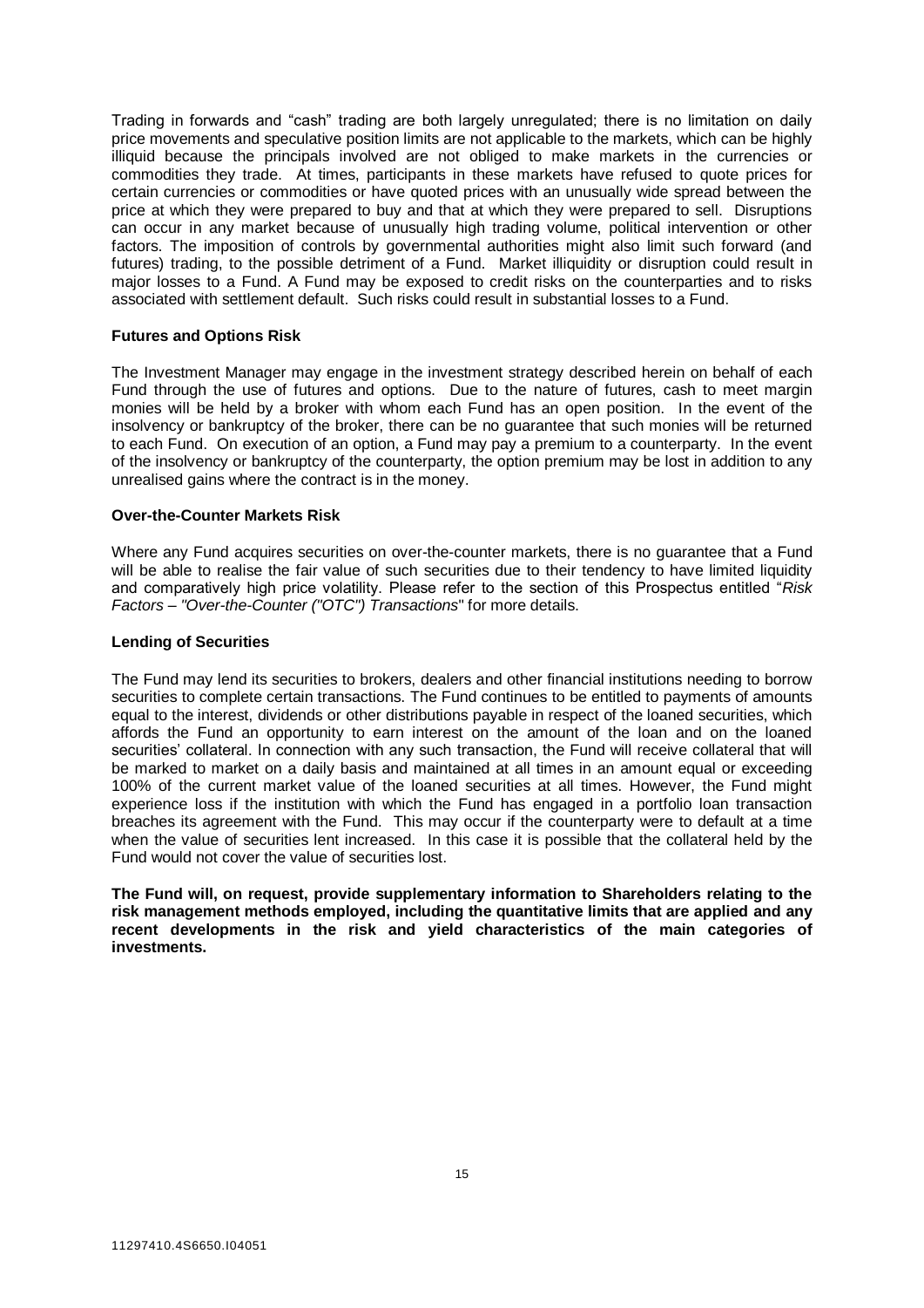Trading in forwards and "cash" trading are both largely unregulated; there is no limitation on daily price movements and speculative position limits are not applicable to the markets, which can be highly illiquid because the principals involved are not obliged to make markets in the currencies or commodities they trade. At times, participants in these markets have refused to quote prices for certain currencies or commodities or have quoted prices with an unusually wide spread between the price at which they were prepared to buy and that at which they were prepared to sell. Disruptions can occur in any market because of unusually high trading volume, political intervention or other factors. The imposition of controls by governmental authorities might also limit such forward (and futures) trading, to the possible detriment of a Fund. Market illiquidity or disruption could result in major losses to a Fund. A Fund may be exposed to credit risks on the counterparties and to risks associated with settlement default. Such risks could result in substantial losses to a Fund.

**Futures and Options Risk**

The Investment Manager may engage in the investment strategy described herein on behalf of each Fund through the use of futures and options. Due to the nature of futures, cash to meet margin monies will be held by a broker with whom each Fund has an open position. In the event of the insolvency or bankruptcy of the broker, there can be no guarantee that such monies will be returned to each Fund. On execution of an option, a Fund may pay a premium to a counterparty. In the event of the insolvency or bankruptcy of the counterparty, the option premium may be lost in addition to any unrealised gains where the contract is in the money.

**Over-the-Counter Markets Risk**

Where any Fund acquires securities on over-the-counter markets, there is no guarantee that a Fund will be able to realise the fair value of such securities due to their tendency to have limited liquidity and comparatively high price volatility. Please refer to the section of this Prospectus entitled "*Risk Factors – "Over-the-Counter ("OTC") Transactions*" for more details.

**Lending of Securities**

The Fund may lend its securities to brokers, dealers and other financial institutions needing to borrow securities to complete certain transactions. The Fund continues to be entitled to payments of amounts equal to the interest, dividends or other distributions payable in respect of the loaned securities, which affords the Fund an opportunity to earn interest on the amount of the loan and on the loaned securities' collateral. In connection with any such transaction, the Fund will receive collateral that will be marked to market on a daily basis and maintained at all times in an amount equal or exceeding 100% of the current market value of the loaned securities at all times. However, the Fund might experience loss if the institution with which the Fund has engaged in a portfolio loan transaction breaches its agreement with the Fund. This may occur if the counterparty were to default at a time when the value of securities lent increased. In this case it is possible that the collateral held by the Fund would not cover the value of securities lost.

**The Fund will, on request, provide supplementary information to Shareholders relating to the risk management methods employed, including the quantitative limits that are applied and any recent developments in the risk and yield characteristics of the main categories of investments.**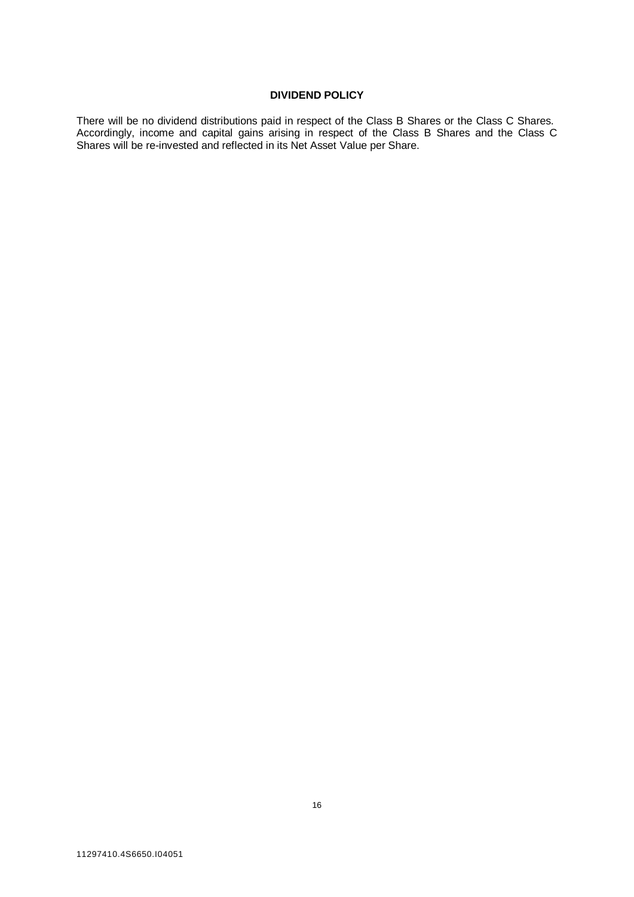## DIVIDEND POLICY

There will be no dividend distributions paid in respect of the Class B Shares or the Class C Shares. Accordingly, income and capital gains arising in respect of the Class B Shares and the Class C Shares will be re-invested and reflected in its Net Asset Value per Share.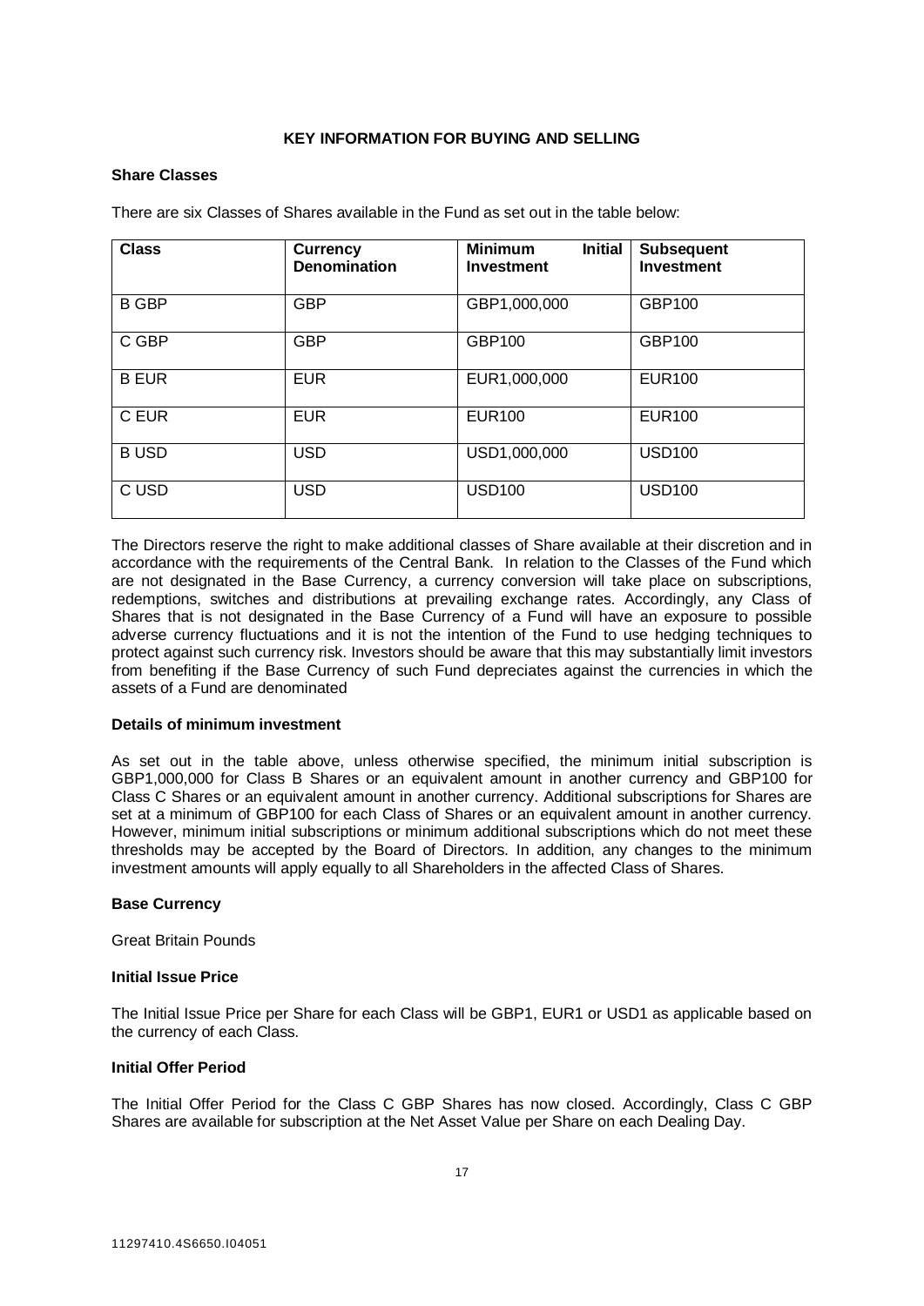## KEY INFORMATION FOR BUYING AND SELLING

### Share Classes

There are six Classes of Shares available in the Fund as set out in the table below:

| Class | Currency Denomination | Minimum Initial Investment | Subsequent Investment |
|---|---|---|---|
| B GBP | GBP | GBP1,000,000 | GBP100 |
| C GBP | GBP | GBP100 | GBP100 |
| B EUR | EUR | EUR1,000,000 | EUR100 |
| C EUR | EUR | EUR100 | EUR100 |
| B USD | USD | USD1,000,000 | USD100 |
| C USD | USD | USD100 | USD100 |

The Directors reserve the right to make additional classes of Share available at their discretion and in accordance with the requirements of the Central Bank. In relation to the Classes of the Fund which are not designated in the Base Currency, a currency conversion will take place on subscriptions, redemptions, switches and distributions at prevailing exchange rates. Accordingly, any Class of Shares that is not designated in the Base Currency of a Fund will have an exposure to possible adverse currency fluctuations and it is not the intention of the Fund to use hedging techniques to protect against such currency risk. Investors should be aware that this may substantially limit investors from benefiting if the Base Currency of such Fund depreciates against the currencies in which the assets of a Fund are denominated

### Details of minimum investment

As set out in the table above, unless otherwise specified, the minimum initial subscription is GBP1,000,000 for Class B Shares or an equivalent amount in another currency and GBP100 for Class C Shares or an equivalent amount in another currency. Additional subscriptions for Shares are set at a minimum of GBP100 for each Class of Shares or an equivalent amount in another currency. However, minimum initial subscriptions or minimum additional subscriptions which do not meet these thresholds may be accepted by the Board of Directors. In addition, any changes to the minimum investment amounts will apply equally to all Shareholders in the affected Class of Shares.

### Base Currency

Great Britain Pounds

### Initial Issue Price

The Initial Issue Price per Share for each Class will be GBP1, EUR1 or USD1 as applicable based on the currency of each Class.

### Initial Offer Period

The Initial Offer Period for the Class C GBP Shares has now closed. Accordingly, Class C GBP Shares are available for subscription at the Net Asset Value per Share on each Dealing Day.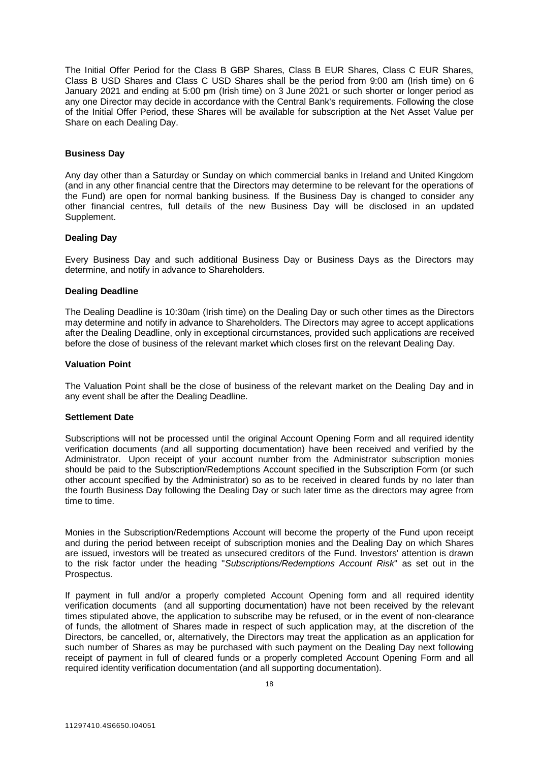The Initial Offer Period for the Class B GBP Shares, Class B EUR Shares, Class C EUR Shares, Class B USD Shares and Class C USD Shares shall be the period from 9:00 am (Irish time) on 6 January 2021 and ending at 5:00 pm (Irish time) on 3 June 2021 or such shorter or longer period as any one Director may decide in accordance with the Central Bank's requirements. Following the close of the Initial Offer Period, these Shares will be available for subscription at the Net Asset Value per Share on each Dealing Day.

**Business Day**

Any day other than a Saturday or Sunday on which commercial banks in Ireland and United Kingdom (and in any other financial centre that the Directors may determine to be relevant for the operations of the Fund) are open for normal banking business. If the Business Day is changed to consider any other financial centres, full details of the new Business Day will be disclosed in an updated Supplement.

**Dealing Day**

Every Business Day and such additional Business Day or Business Days as the Directors may determine, and notify in advance to Shareholders.

**Dealing Deadline**

The Dealing Deadline is 10:30am (Irish time) on the Dealing Day or such other times as the Directors may determine and notify in advance to Shareholders. The Directors may agree to accept applications after the Dealing Deadline, only in exceptional circumstances, provided such applications are received before the close of business of the relevant market which closes first on the relevant Dealing Day.

**Valuation Point**

The Valuation Point shall be the close of business of the relevant market on the Dealing Day and in any event shall be after the Dealing Deadline.

**Settlement Date**

Subscriptions will not be processed until the original Account Opening Form and all required identity verification documents (and all supporting documentation) have been received and verified by the Administrator. Upon receipt of your account number from the Administrator subscription monies should be paid to the Subscription/Redemptions Account specified in the Subscription Form (or such other account specified by the Administrator) so as to be received in cleared funds by no later than the fourth Business Day following the Dealing Day or such later time as the directors may agree from time to time.

Monies in the Subscription/Redemptions Account will become the property of the Fund upon receipt and during the period between receipt of subscription monies and the Dealing Day on which Shares are issued, investors will be treated as unsecured creditors of the Fund. Investors' attention is drawn to the risk factor under the heading "*Subscriptions/Redemptions Account Risk*" as set out in the Prospectus.

If payment in full and/or a properly completed Account Opening form and all required identity verification documents (and all supporting documentation) have not been received by the relevant times stipulated above, the application to subscribe may be refused, or in the event of non-clearance of funds, the allotment of Shares made in respect of such application may, at the discretion of the Directors, be cancelled, or, alternatively, the Directors may treat the application as an application for such number of Shares as may be purchased with such payment on the Dealing Day next following receipt of payment in full of cleared funds or a properly completed Account Opening Form and all required identity verification documentation (and all supporting documentation).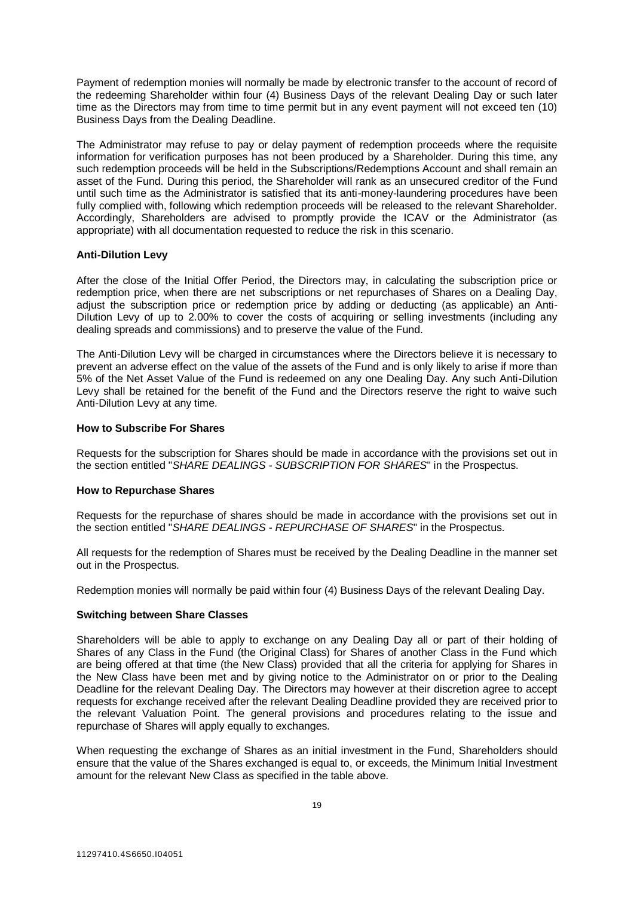Payment of redemption monies will normally be made by electronic transfer to the account of record of the redeeming Shareholder within four (4) Business Days of the relevant Dealing Day or such later time as the Directors may from time to time permit but in any event payment will not exceed ten (10) Business Days from the Dealing Deadline.

The Administrator may refuse to pay or delay payment of redemption proceeds where the requisite information for verification purposes has not been produced by a Shareholder. During this time, any such redemption proceeds will be held in the Subscriptions/Redemptions Account and shall remain an asset of the Fund. During this period, the Shareholder will rank as an unsecured creditor of the Fund until such time as the Administrator is satisfied that its anti-money-laundering procedures have been fully complied with, following which redemption proceeds will be released to the relevant Shareholder. Accordingly, Shareholders are advised to promptly provide the ICAV or the Administrator (as appropriate) with all documentation requested to reduce the risk in this scenario.

**Anti-Dilution Levy**

After the close of the Initial Offer Period, the Directors may, in calculating the subscription price or redemption price, when there are net subscriptions or net repurchases of Shares on a Dealing Day, adjust the subscription price or redemption price by adding or deducting (as applicable) an Anti-Dilution Levy of up to 2.00% to cover the costs of acquiring or selling investments (including any dealing spreads and commissions) and to preserve the value of the Fund.

The Anti-Dilution Levy will be charged in circumstances where the Directors believe it is necessary to prevent an adverse effect on the value of the assets of the Fund and is only likely to arise if more than 5% of the Net Asset Value of the Fund is redeemed on any one Dealing Day. Any such Anti-Dilution Levy shall be retained for the benefit of the Fund and the Directors reserve the right to waive such Anti-Dilution Levy at any time.

**How to Subscribe For Shares**

Requests for the subscription for Shares should be made in accordance with the provisions set out in the section entitled "*SHARE DEALINGS - SUBSCRIPTION FOR SHARES*" in the Prospectus.

**How to Repurchase Shares**

Requests for the repurchase of shares should be made in accordance with the provisions set out in the section entitled "*SHARE DEALINGS - REPURCHASE OF SHARES*" in the Prospectus.

All requests for the redemption of Shares must be received by the Dealing Deadline in the manner set out in the Prospectus.

Redemption monies will normally be paid within four (4) Business Days of the relevant Dealing Day.

**Switching between Share Classes**

Shareholders will be able to apply to exchange on any Dealing Day all or part of their holding of Shares of any Class in the Fund (the Original Class) for Shares of another Class in the Fund which are being offered at that time (the New Class) provided that all the criteria for applying for Shares in the New Class have been met and by giving notice to the Administrator on or prior to the Dealing Deadline for the relevant Dealing Day. The Directors may however at their discretion agree to accept requests for exchange received after the relevant Dealing Deadline provided they are received prior to the relevant Valuation Point. The general provisions and procedures relating to the issue and repurchase of Shares will apply equally to exchanges.

When requesting the exchange of Shares as an initial investment in the Fund, Shareholders should ensure that the value of the Shares exchanged is equal to, or exceeds, the Minimum Initial Investment amount for the relevant New Class as specified in the table above.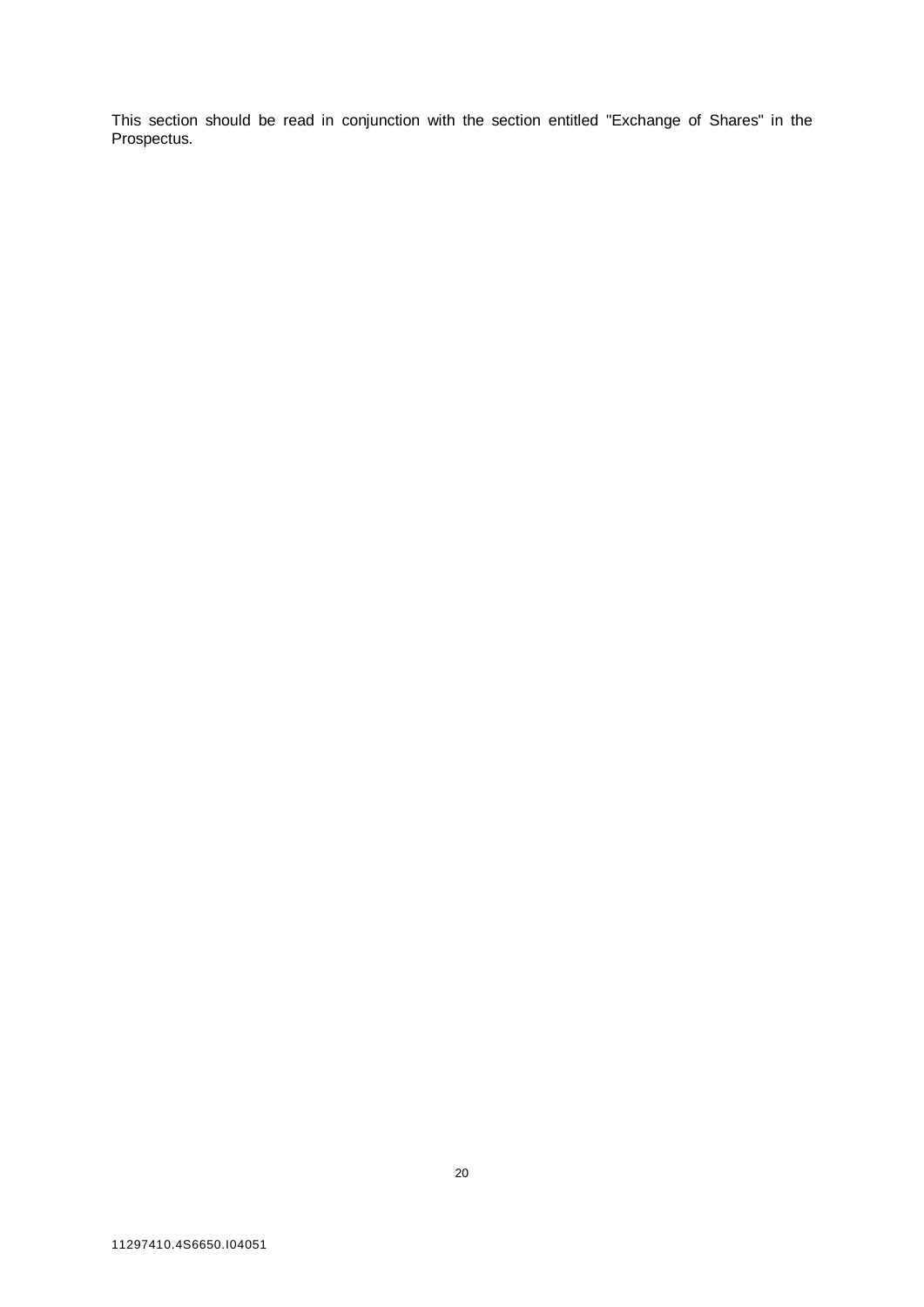This section should be read in conjunction with the section entitled "Exchange of Shares" in the Prospectus.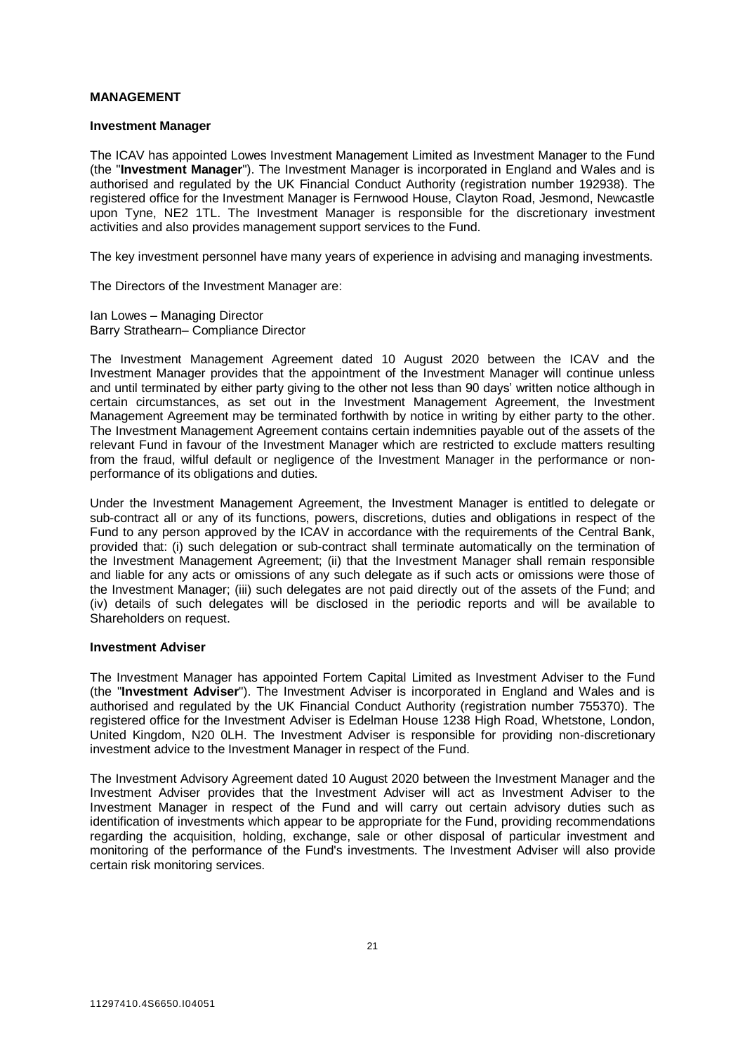## MANAGEMENT

### Investment Manager

The ICAV has appointed Lowes Investment Management Limited as Investment Manager to the Fund (the "**Investment Manager**"). The Investment Manager is incorporated in England and Wales and is authorised and regulated by the UK Financial Conduct Authority (registration number 192938). The registered office for the Investment Manager is Fernwood House, Clayton Road, Jesmond, Newcastle upon Tyne, NE2 1TL. The Investment Manager is responsible for the discretionary investment activities and also provides management support services to the Fund.

The key investment personnel have many years of experience in advising and managing investments.

The Directors of the Investment Manager are:

Ian Lowes – Managing Director
Barry Strathearn– Compliance Director

The Investment Management Agreement dated 10 August 2020 between the ICAV and the Investment Manager provides that the appointment of the Investment Manager will continue unless and until terminated by either party giving to the other not less than 90 days' written notice although in certain circumstances, as set out in the Investment Management Agreement, the Investment Management Agreement may be terminated forthwith by notice in writing by either party to the other. The Investment Management Agreement contains certain indemnities payable out of the assets of the relevant Fund in favour of the Investment Manager which are restricted to exclude matters resulting from the fraud, wilful default or negligence of the Investment Manager in the performance or non-performance of its obligations and duties.

Under the Investment Management Agreement, the Investment Manager is entitled to delegate or sub-contract all or any of its functions, powers, discretions, duties and obligations in respect of the Fund to any person approved by the ICAV in accordance with the requirements of the Central Bank, provided that: (i) such delegation or sub-contract shall terminate automatically on the termination of the Investment Management Agreement; (ii) that the Investment Manager shall remain responsible and liable for any acts or omissions of any such delegate as if such acts or omissions were those of the Investment Manager; (iii) such delegates are not paid directly out of the assets of the Fund; and (iv) details of such delegates will be disclosed in the periodic reports and will be available to Shareholders on request.

### Investment Adviser

The Investment Manager has appointed Fortem Capital Limited as Investment Adviser to the Fund (the "**Investment Adviser**"). The Investment Adviser is incorporated in England and Wales and is authorised and regulated by the UK Financial Conduct Authority (registration number 755370). The registered office for the Investment Adviser is Edelman House 1238 High Road, Whetstone, London, United Kingdom, N20 0LH. The Investment Adviser is responsible for providing non-discretionary investment advice to the Investment Manager in respect of the Fund.

The Investment Advisory Agreement dated 10 August 2020 between the Investment Manager and the Investment Adviser provides that the Investment Adviser will act as Investment Adviser to the Investment Manager in respect of the Fund and will carry out certain advisory duties such as identification of investments which appear to be appropriate for the Fund, providing recommendations regarding the acquisition, holding, exchange, sale or other disposal of particular investment and monitoring of the performance of the Fund's investments. The Investment Adviser will also provide certain risk monitoring services.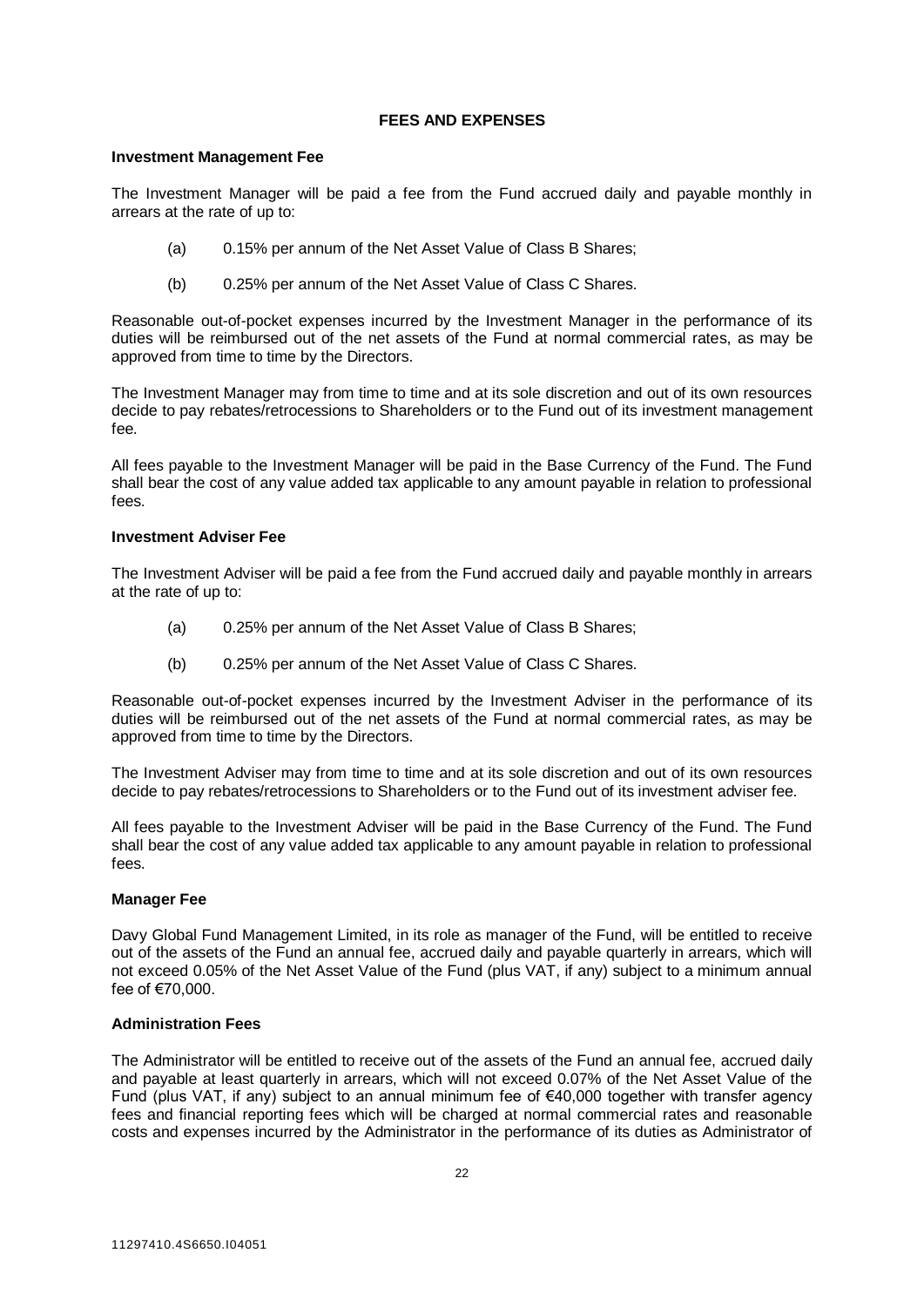## FEES AND EXPENSES

### Investment Management Fee

The Investment Manager will be paid a fee from the Fund accrued daily and payable monthly in arrears at the rate of up to:

(a) 0.15% per annum of the Net Asset Value of Class B Shares;

(b) 0.25% per annum of the Net Asset Value of Class C Shares.

Reasonable out-of-pocket expenses incurred by the Investment Manager in the performance of its duties will be reimbursed out of the net assets of the Fund at normal commercial rates, as may be approved from time to time by the Directors.

The Investment Manager may from time to time and at its sole discretion and out of its own resources decide to pay rebates/retrocessions to Shareholders or to the Fund out of its investment management fee.

All fees payable to the Investment Manager will be paid in the Base Currency of the Fund. The Fund shall bear the cost of any value added tax applicable to any amount payable in relation to professional fees.

### Investment Adviser Fee

The Investment Adviser will be paid a fee from the Fund accrued daily and payable monthly in arrears at the rate of up to:

(a) 0.25% per annum of the Net Asset Value of Class B Shares;

(b) 0.25% per annum of the Net Asset Value of Class C Shares.

Reasonable out-of-pocket expenses incurred by the Investment Adviser in the performance of its duties will be reimbursed out of the net assets of the Fund at normal commercial rates, as may be approved from time to time by the Directors.

The Investment Adviser may from time to time and at its sole discretion and out of its own resources decide to pay rebates/retrocessions to Shareholders or to the Fund out of its investment adviser fee.

All fees payable to the Investment Adviser will be paid in the Base Currency of the Fund. The Fund shall bear the cost of any value added tax applicable to any amount payable in relation to professional fees.

### Manager Fee

Davy Global Fund Management Limited, in its role as manager of the Fund, will be entitled to receive out of the assets of the Fund an annual fee, accrued daily and payable quarterly in arrears, which will not exceed 0.05% of the Net Asset Value of the Fund (plus VAT, if any) subject to a minimum annual fee of €70,000.

### Administration Fees

The Administrator will be entitled to receive out of the assets of the Fund an annual fee, accrued daily and payable at least quarterly in arrears, which will not exceed 0.07% of the Net Asset Value of the Fund (plus VAT, if any) subject to an annual minimum fee of €40,000 together with transfer agency fees and financial reporting fees which will be charged at normal commercial rates and reasonable costs and expenses incurred by the Administrator in the performance of its duties as Administrator of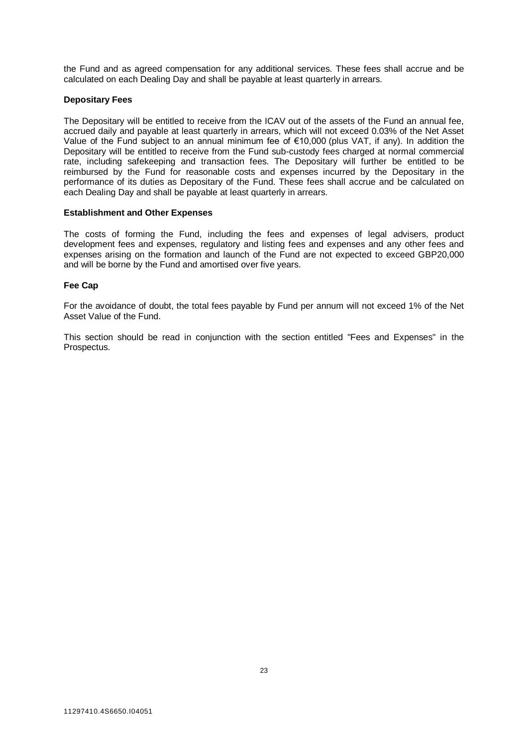the Fund and as agreed compensation for any additional services. These fees shall accrue and be calculated on each Dealing Day and shall be payable at least quarterly in arrears.

**Depositary Fees**

The Depositary will be entitled to receive from the ICAV out of the assets of the Fund an annual fee, accrued daily and payable at least quarterly in arrears, which will not exceed 0.03% of the Net Asset Value of the Fund subject to an annual minimum fee of €10,000 (plus VAT, if any). In addition the Depositary will be entitled to receive from the Fund sub-custody fees charged at normal commercial rate, including safekeeping and transaction fees. The Depositary will further be entitled to be reimbursed by the Fund for reasonable costs and expenses incurred by the Depositary in the performance of its duties as Depositary of the Fund. These fees shall accrue and be calculated on each Dealing Day and shall be payable at least quarterly in arrears.

**Establishment and Other Expenses**

The costs of forming the Fund, including the fees and expenses of legal advisers, product development fees and expenses, regulatory and listing fees and expenses and any other fees and expenses arising on the formation and launch of the Fund are not expected to exceed GBP20,000 and will be borne by the Fund and amortised over five years.

**Fee Cap**

For the avoidance of doubt, the total fees payable by Fund per annum will not exceed 1% of the Net Asset Value of the Fund.

This section should be read in conjunction with the section entitled "Fees and Expenses" in the Prospectus.

11297410.4S6650.I04051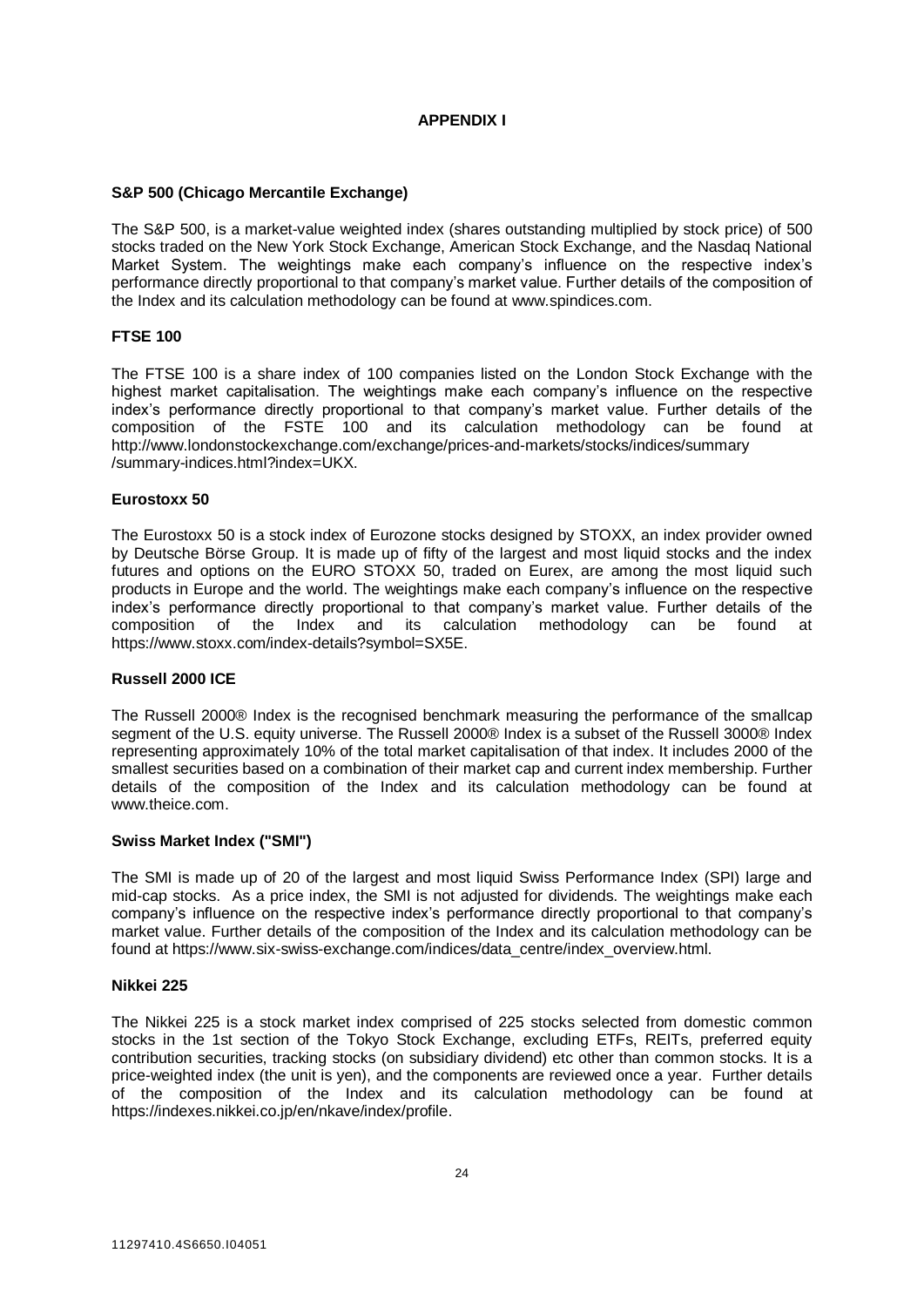# APPENDIX I

### S&P 500 (Chicago Mercantile Exchange)

The S&P 500, is a market-value weighted index (shares outstanding multiplied by stock price) of 500 stocks traded on the New York Stock Exchange, American Stock Exchange, and the Nasdaq National Market System. The weightings make each company's influence on the respective index's performance directly proportional to that company's market value. Further details of the composition of the Index and its calculation methodology can be found at www.spindices.com.

### FTSE 100

The FTSE 100 is a share index of 100 companies listed on the London Stock Exchange with the highest market capitalisation. The weightings make each company's influence on the respective index's performance directly proportional to that company's market value. Further details of the composition of the FSTE 100 and its calculation methodology can be found at http://www.londonstockexchange.com/exchange/prices-and-markets/stocks/indices/summary /summary-indices.html?index=UKX.

### Eurostoxx 50

The Eurostoxx 50 is a stock index of Eurozone stocks designed by STOXX, an index provider owned by Deutsche Börse Group. It is made up of fifty of the largest and most liquid stocks and the index futures and options on the EURO STOXX 50, traded on Eurex, are among the most liquid such products in Europe and the world. The weightings make each company's influence on the respective index's performance directly proportional to that company's market value. Further details of the composition of the Index and its calculation methodology can be found at https://www.stoxx.com/index-details?symbol=SX5E.

### Russell 2000 ICE

The Russell 2000® Index is the recognised benchmark measuring the performance of the smallcap segment of the U.S. equity universe. The Russell 2000® Index is a subset of the Russell 3000® Index representing approximately 10% of the total market capitalisation of that index. It includes 2000 of the smallest securities based on a combination of their market cap and current index membership. Further details of the composition of the Index and its calculation methodology can be found at www.theice.com.

### Swiss Market Index ("SMI")

The SMI is made up of 20 of the largest and most liquid Swiss Performance Index (SPI) large and mid-cap stocks. As a price index, the SMI is not adjusted for dividends. The weightings make each company's influence on the respective index's performance directly proportional to that company's market value. Further details of the composition of the Index and its calculation methodology can be found at https://www.six-swiss-exchange.com/indices/data_centre/index_overview.html.

### Nikkei 225

The Nikkei 225 is a stock market index comprised of 225 stocks selected from domestic common stocks in the 1st section of the Tokyo Stock Exchange, excluding ETFs, REITs, preferred equity contribution securities, tracking stocks (on subsidiary dividend) etc other than common stocks. It is a price-weighted index (the unit is yen), and the components are reviewed once a year. Further details of the composition of the Index and its calculation methodology can be found at https://indexes.nikkei.co.jp/en/nkave/index/profile.

11297410.4S6650.I04051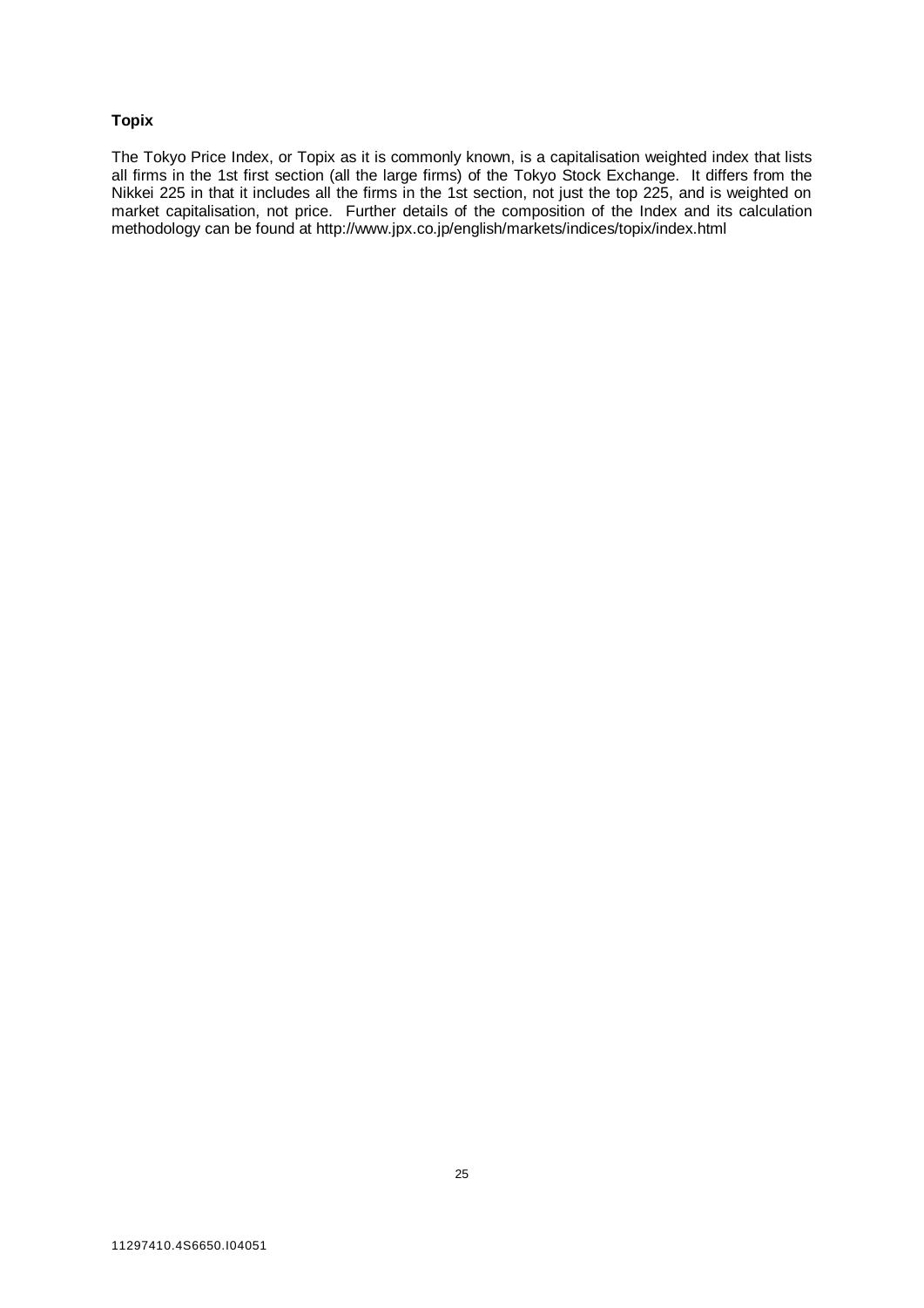**Topix**

The Tokyo Price Index, or Topix as it is commonly known, is a capitalisation weighted index that lists all firms in the 1st first section (all the large firms) of the Tokyo Stock Exchange. It differs from the Nikkei 225 in that it includes all the firms in the 1st section, not just the top 225, and is weighted on market capitalisation, not price. Further details of the composition of the Index and its calculation methodology can be found at http://www.jpx.co.jp/english/markets/indices/topix/index.html